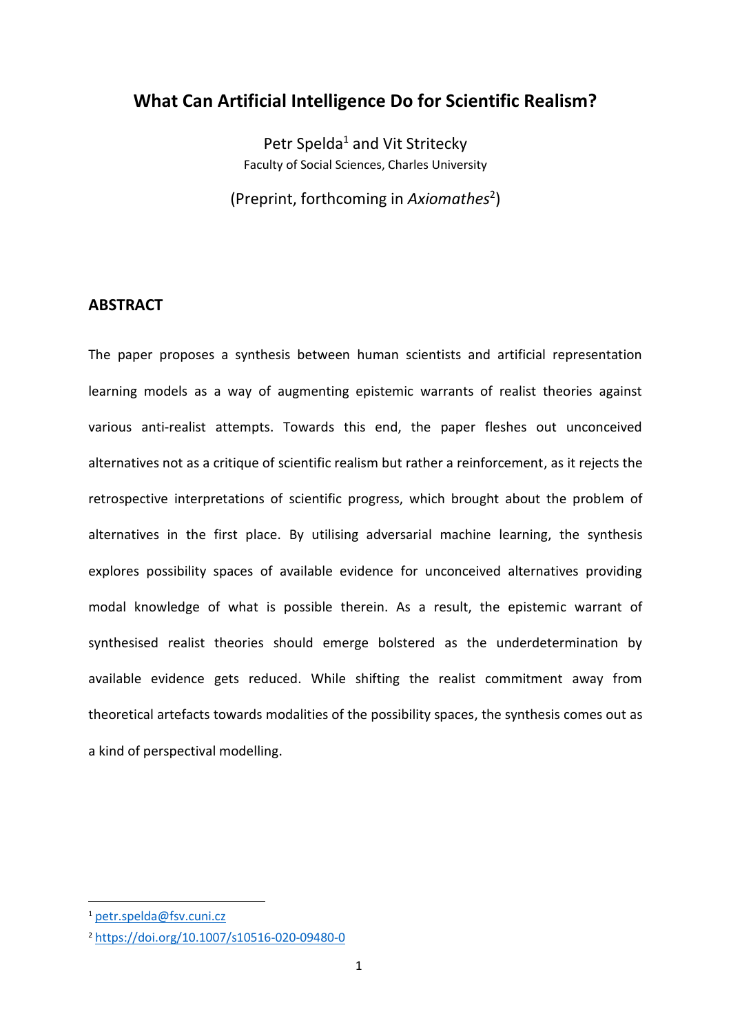# What Can Artificial Intelligence Do for Scientific Realism?

Petr Spelda[1] and Vit Stritecky

Faculty of Social Sciences, Charles University

(Preprint, forthcoming in *Axiomathes*[2])

## ABSTRACT

The paper proposes a synthesis between human scientists and artificial representation learning models as a way of augmenting epistemic warrants of realist theories against various anti-realist attempts. Towards this end, the paper fleshes out unconceived alternatives not as a critique of scientific realism but rather a reinforcement, as it rejects the retrospective interpretations of scientific progress, which brought about the problem of alternatives in the first place. By utilising adversarial machine learning, the synthesis explores possibility spaces of available evidence for unconceived alternatives providing modal knowledge of what is possible therein. As a result, the epistemic warrant of synthesised realist theories should emerge bolstered as the underdetermination by available evidence gets reduced. While shifting the realist commitment away from theoretical artefacts towards modalities of the possibility spaces, the synthesis comes out as a kind of perspectival modelling.

---

[1] petr.spelda@fsv.cuni.cz

[2] https://doi.org/10.1007/s10516-020-09480-0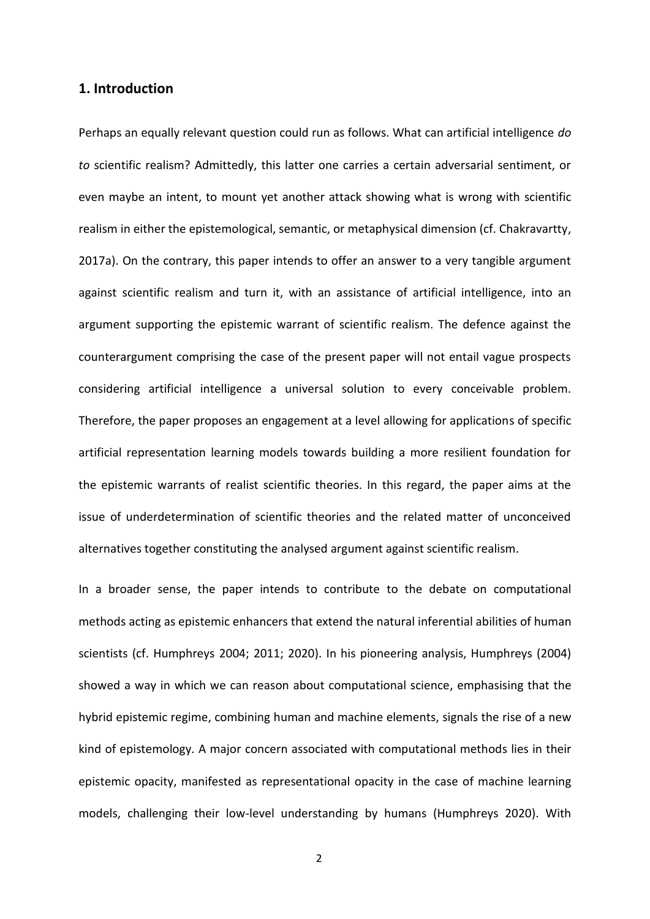## 1. Introduction

Perhaps an equally relevant question could run as follows. What can artificial intelligence *do to* scientific realism? Admittedly, this latter one carries a certain adversarial sentiment, or even maybe an intent, to mount yet another attack showing what is wrong with scientific realism in either the epistemological, semantic, or metaphysical dimension (cf. Chakravartty, 2017a). On the contrary, this paper intends to offer an answer to a very tangible argument against scientific realism and turn it, with an assistance of artificial intelligence, into an argument supporting the epistemic warrant of scientific realism. The defence against the counterargument comprising the case of the present paper will not entail vague prospects considering artificial intelligence a universal solution to every conceivable problem. Therefore, the paper proposes an engagement at a level allowing for applications of specific artificial representation learning models towards building a more resilient foundation for the epistemic warrants of realist scientific theories. In this regard, the paper aims at the issue of underdetermination of scientific theories and the related matter of unconceived alternatives together constituting the analysed argument against scientific realism.

In a broader sense, the paper intends to contribute to the debate on computational methods acting as epistemic enhancers that extend the natural inferential abilities of human scientists (cf. Humphreys 2004; 2011; 2020). In his pioneering analysis, Humphreys (2004) showed a way in which we can reason about computational science, emphasising that the hybrid epistemic regime, combining human and machine elements, signals the rise of a new kind of epistemology. A major concern associated with computational methods lies in their epistemic opacity, manifested as representational opacity in the case of machine learning models, challenging their low-level understanding by humans (Humphreys 2020). With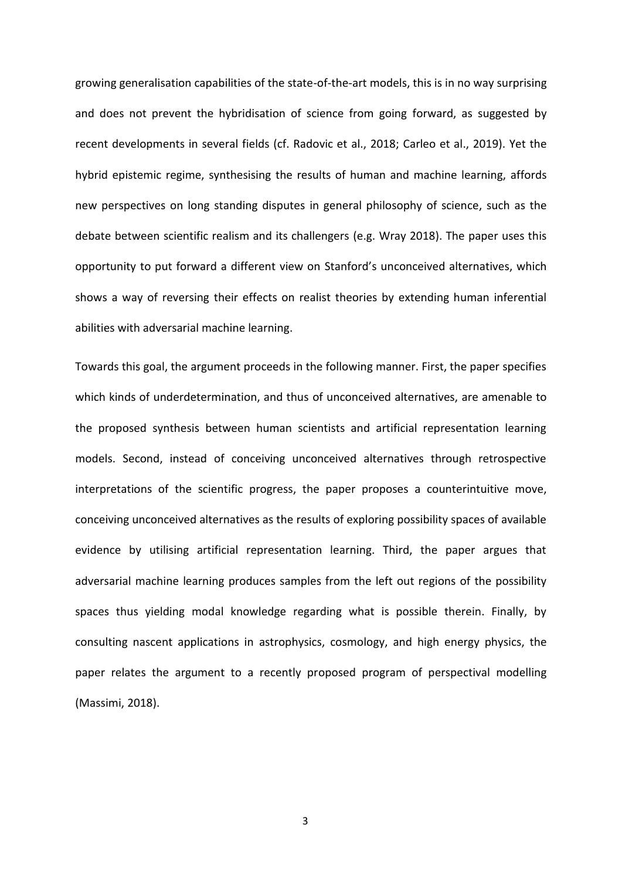growing generalisation capabilities of the state-of-the-art models, this is in no way surprising and does not prevent the hybridisation of science from going forward, as suggested by recent developments in several fields (cf. Radovic et al., 2018; Carleo et al., 2019). Yet the hybrid epistemic regime, synthesising the results of human and machine learning, affords new perspectives on long standing disputes in general philosophy of science, such as the debate between scientific realism and its challengers (e.g. Wray 2018). The paper uses this opportunity to put forward a different view on Stanford's unconceived alternatives, which shows a way of reversing their effects on realist theories by extending human inferential abilities with adversarial machine learning.

Towards this goal, the argument proceeds in the following manner. First, the paper specifies which kinds of underdetermination, and thus of unconceived alternatives, are amenable to the proposed synthesis between human scientists and artificial representation learning models. Second, instead of conceiving unconceived alternatives through retrospective interpretations of the scientific progress, the paper proposes a counterintuitive move, conceiving unconceived alternatives as the results of exploring possibility spaces of available evidence by utilising artificial representation learning. Third, the paper argues that adversarial machine learning produces samples from the left out regions of the possibility spaces thus yielding modal knowledge regarding what is possible therein. Finally, by consulting nascent applications in astrophysics, cosmology, and high energy physics, the paper relates the argument to a recently proposed program of perspectival modelling (Massimi, 2018).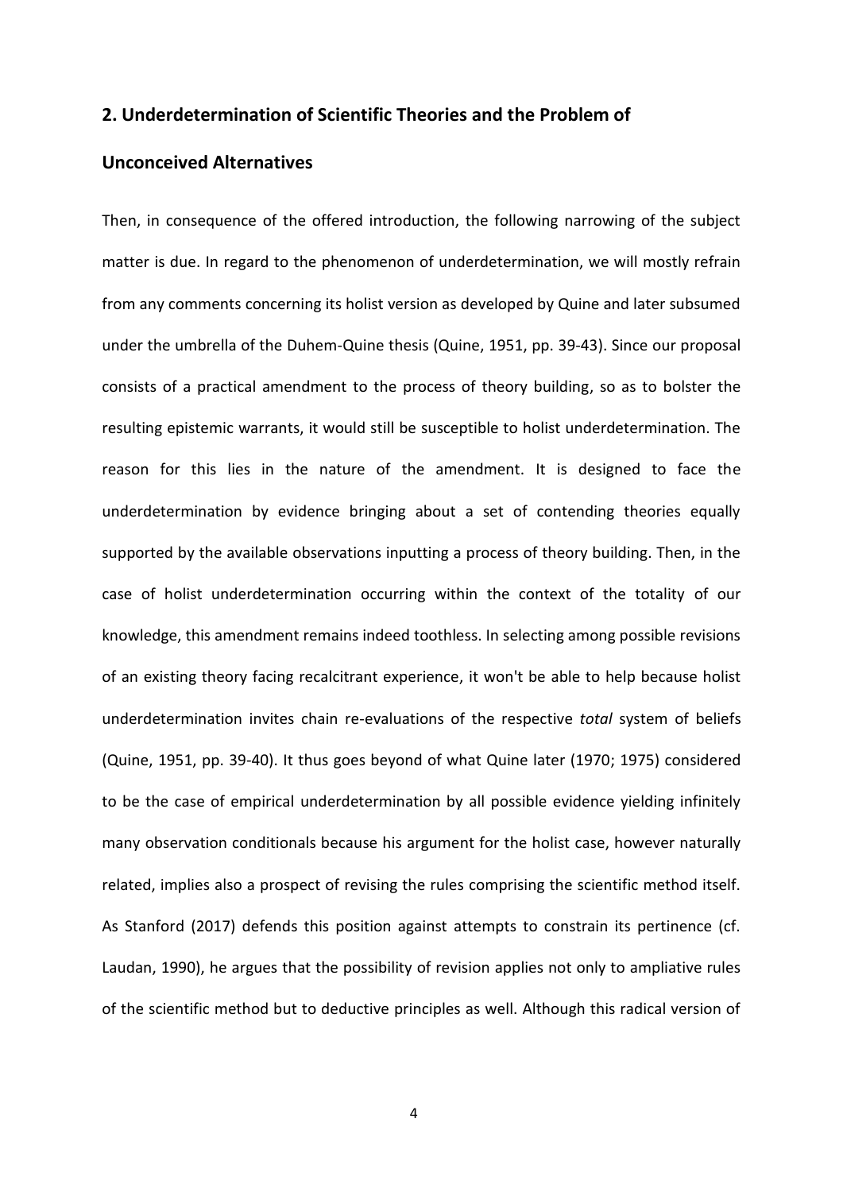## 2. Underdetermination of Scientific Theories and the Problem of Unconceived Alternatives

Then, in consequence of the offered introduction, the following narrowing of the subject matter is due. In regard to the phenomenon of underdetermination, we will mostly refrain from any comments concerning its holist version as developed by Quine and later subsumed under the umbrella of the Duhem-Quine thesis (Quine, 1951, pp. 39-43). Since our proposal consists of a practical amendment to the process of theory building, so as to bolster the resulting epistemic warrants, it would still be susceptible to holist underdetermination. The reason for this lies in the nature of the amendment. It is designed to face the underdetermination by evidence bringing about a set of contending theories equally supported by the available observations inputting a process of theory building. Then, in the case of holist underdetermination occurring within the context of the totality of our knowledge, this amendment remains indeed toothless. In selecting among possible revisions of an existing theory facing recalcitrant experience, it won't be able to help because holist underdetermination invites chain re-evaluations of the respective *total* system of beliefs (Quine, 1951, pp. 39-40). It thus goes beyond of what Quine later (1970; 1975) considered to be the case of empirical underdetermination by all possible evidence yielding infinitely many observation conditionals because his argument for the holist case, however naturally related, implies also a prospect of revising the rules comprising the scientific method itself. As Stanford (2017) defends this position against attempts to constrain its pertinence (cf. Laudan, 1990), he argues that the possibility of revision applies not only to ampliative rules of the scientific method but to deductive principles as well. Although this radical version of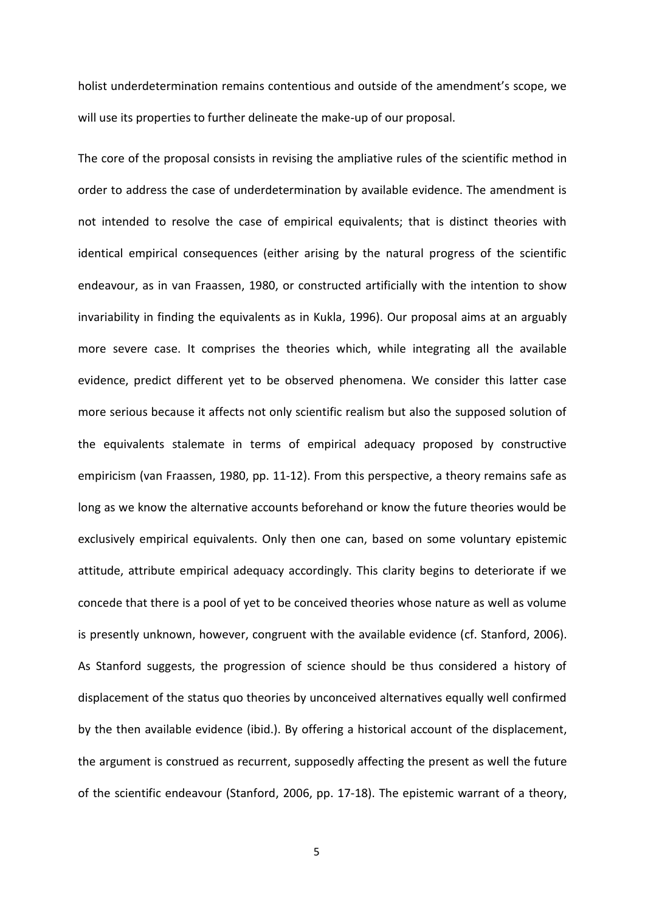holist underdetermination remains contentious and outside of the amendment's scope, we will use its properties to further delineate the make-up of our proposal.

The core of the proposal consists in revising the ampliative rules of the scientific method in order to address the case of underdetermination by available evidence. The amendment is not intended to resolve the case of empirical equivalents; that is distinct theories with identical empirical consequences (either arising by the natural progress of the scientific endeavour, as in van Fraassen, 1980, or constructed artificially with the intention to show invariability in finding the equivalents as in Kukla, 1996). Our proposal aims at an arguably more severe case. It comprises the theories which, while integrating all the available evidence, predict different yet to be observed phenomena. We consider this latter case more serious because it affects not only scientific realism but also the supposed solution of the equivalents stalemate in terms of empirical adequacy proposed by constructive empiricism (van Fraassen, 1980, pp. 11-12). From this perspective, a theory remains safe as long as we know the alternative accounts beforehand or know the future theories would be exclusively empirical equivalents. Only then one can, based on some voluntary epistemic attitude, attribute empirical adequacy accordingly. This clarity begins to deteriorate if we concede that there is a pool of yet to be conceived theories whose nature as well as volume is presently unknown, however, congruent with the available evidence (cf. Stanford, 2006). As Stanford suggests, the progression of science should be thus considered a history of displacement of the status quo theories by unconceived alternatives equally well confirmed by the then available evidence (ibid.). By offering a historical account of the displacement, the argument is construed as recurrent, supposedly affecting the present as well the future of the scientific endeavour (Stanford, 2006, pp. 17-18). The epistemic warrant of a theory,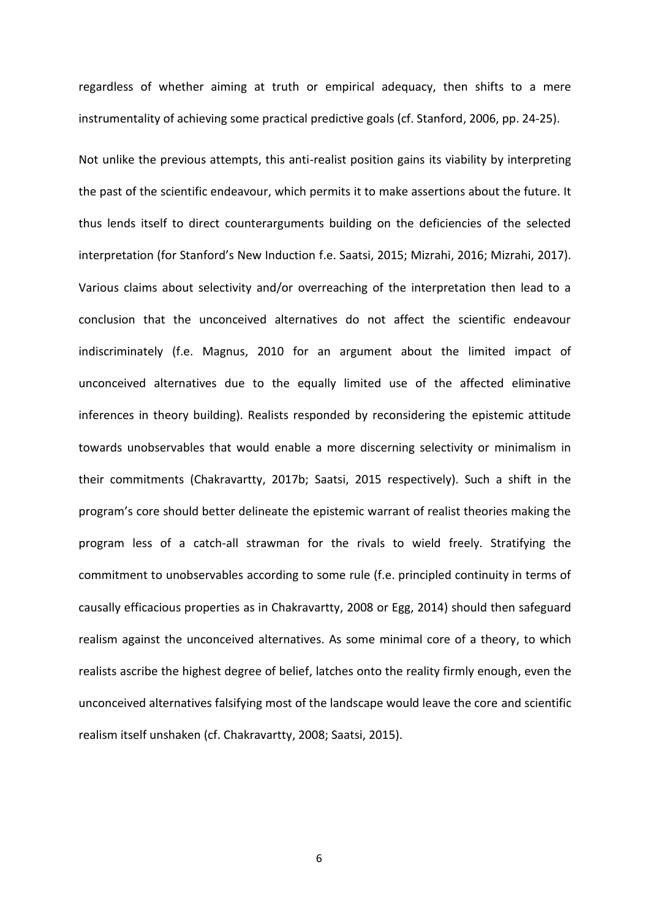regardless of whether aiming at truth or empirical adequacy, then shifts to a mere instrumentality of achieving some practical predictive goals (cf. Stanford, 2006, pp. 24-25).

Not unlike the previous attempts, this anti-realist position gains its viability by interpreting the past of the scientific endeavour, which permits it to make assertions about the future. It thus lends itself to direct counterarguments building on the deficiencies of the selected interpretation (for Stanford's New Induction f.e. Saatsi, 2015; Mizrahi, 2016; Mizrahi, 2017). Various claims about selectivity and/or overreaching of the interpretation then lead to a conclusion that the unconceived alternatives do not affect the scientific endeavour indiscriminately (f.e. Magnus, 2010 for an argument about the limited impact of unconceived alternatives due to the equally limited use of the affected eliminative inferences in theory building). Realists responded by reconsidering the epistemic attitude towards unobservables that would enable a more discerning selectivity or minimalism in their commitments (Chakravartty, 2017b; Saatsi, 2015 respectively). Such a shift in the program's core should better delineate the epistemic warrant of realist theories making the program less of a catch-all strawman for the rivals to wield freely. Stratifying the commitment to unobservables according to some rule (f.e. principled continuity in terms of causally efficacious properties as in Chakravartty, 2008 or Egg, 2014) should then safeguard realism against the unconceived alternatives. As some minimal core of a theory, to which realists ascribe the highest degree of belief, latches onto the reality firmly enough, even the unconceived alternatives falsifying most of the landscape would leave the core and scientific realism itself unshaken (cf. Chakravartty, 2008; Saatsi, 2015).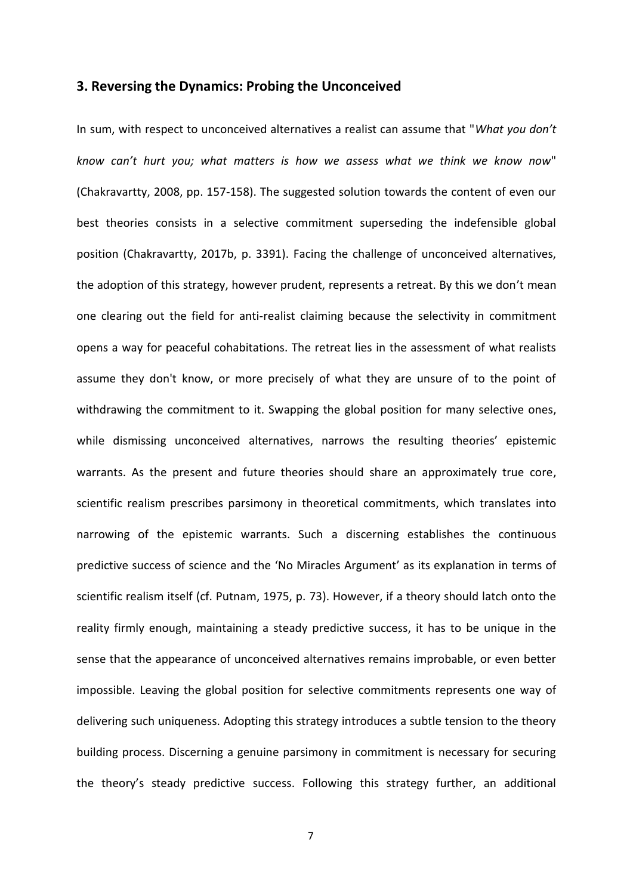## 3. Reversing the Dynamics: Probing the Unconceived

In sum, with respect to unconceived alternatives a realist can assume that "*What you don't know can't hurt you; what matters is how we assess what we think we know now*" (Chakravartty, 2008, pp. 157-158). The suggested solution towards the content of even our best theories consists in a selective commitment superseding the indefensible global position (Chakravartty, 2017b, p. 3391). Facing the challenge of unconceived alternatives, the adoption of this strategy, however prudent, represents a retreat. By this we don't mean one clearing out the field for anti-realist claiming because the selectivity in commitment opens a way for peaceful cohabitations. The retreat lies in the assessment of what realists assume they don't know, or more precisely of what they are unsure of to the point of withdrawing the commitment to it. Swapping the global position for many selective ones, while dismissing unconceived alternatives, narrows the resulting theories' epistemic warrants. As the present and future theories should share an approximately true core, scientific realism prescribes parsimony in theoretical commitments, which translates into narrowing of the epistemic warrants. Such a discerning establishes the continuous predictive success of science and the 'No Miracles Argument' as its explanation in terms of scientific realism itself (cf. Putnam, 1975, p. 73). However, if a theory should latch onto the reality firmly enough, maintaining a steady predictive success, it has to be unique in the sense that the appearance of unconceived alternatives remains improbable, or even better impossible. Leaving the global position for selective commitments represents one way of delivering such uniqueness. Adopting this strategy introduces a subtle tension to the theory building process. Discerning a genuine parsimony in commitment is necessary for securing the theory's steady predictive success. Following this strategy further, an additional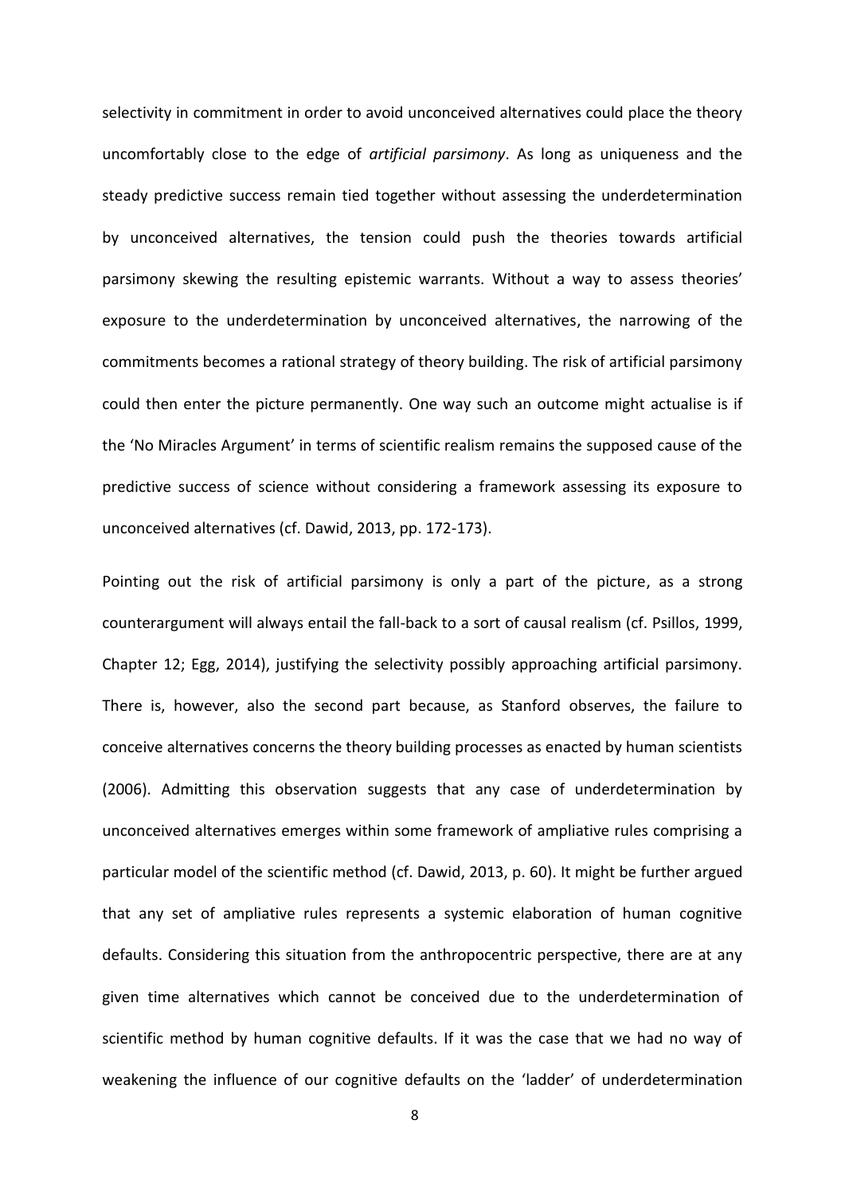selectivity in commitment in order to avoid unconceived alternatives could place the theory uncomfortably close to the edge of *artificial parsimony*. As long as uniqueness and the steady predictive success remain tied together without assessing the underdetermination by unconceived alternatives, the tension could push the theories towards artificial parsimony skewing the resulting epistemic warrants. Without a way to assess theories' exposure to the underdetermination by unconceived alternatives, the narrowing of the commitments becomes a rational strategy of theory building. The risk of artificial parsimony could then enter the picture permanently. One way such an outcome might actualise is if the 'No Miracles Argument' in terms of scientific realism remains the supposed cause of the predictive success of science without considering a framework assessing its exposure to unconceived alternatives (cf. Dawid, 2013, pp. 172-173).

Pointing out the risk of artificial parsimony is only a part of the picture, as a strong counterargument will always entail the fall-back to a sort of causal realism (cf. Psillos, 1999, Chapter 12; Egg, 2014), justifying the selectivity possibly approaching artificial parsimony. There is, however, also the second part because, as Stanford observes, the failure to conceive alternatives concerns the theory building processes as enacted by human scientists (2006). Admitting this observation suggests that any case of underdetermination by unconceived alternatives emerges within some framework of ampliative rules comprising a particular model of the scientific method (cf. Dawid, 2013, p. 60). It might be further argued that any set of ampliative rules represents a systemic elaboration of human cognitive defaults. Considering this situation from the anthropocentric perspective, there are at any given time alternatives which cannot be conceived due to the underdetermination of scientific method by human cognitive defaults. If it was the case that we had no way of weakening the influence of our cognitive defaults on the 'ladder' of underdetermination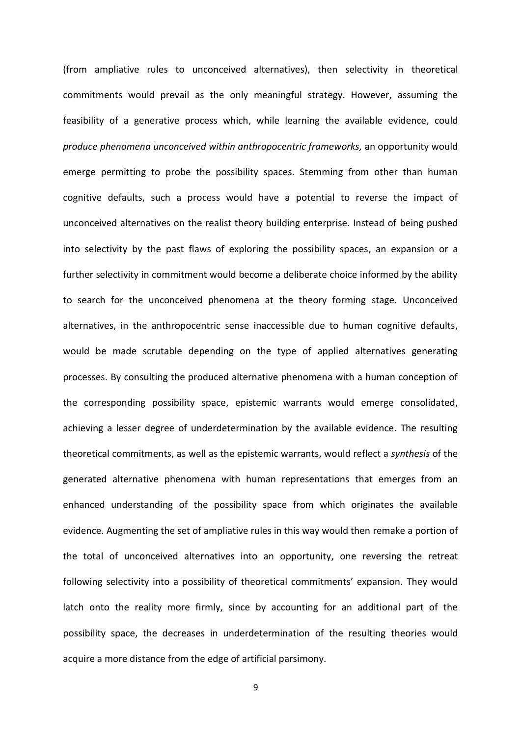(from ampliative rules to unconceived alternatives), then selectivity in theoretical commitments would prevail as the only meaningful strategy. However, assuming the feasibility of a generative process which, while learning the available evidence, could *produce phenomena unconceived within anthropocentric frameworks,* an opportunity would emerge permitting to probe the possibility spaces. Stemming from other than human cognitive defaults, such a process would have a potential to reverse the impact of unconceived alternatives on the realist theory building enterprise. Instead of being pushed into selectivity by the past flaws of exploring the possibility spaces, an expansion or a further selectivity in commitment would become a deliberate choice informed by the ability to search for the unconceived phenomena at the theory forming stage. Unconceived alternatives, in the anthropocentric sense inaccessible due to human cognitive defaults, would be made scrutable depending on the type of applied alternatives generating processes. By consulting the produced alternative phenomena with a human conception of the corresponding possibility space, epistemic warrants would emerge consolidated, achieving a lesser degree of underdetermination by the available evidence. The resulting theoretical commitments, as well as the epistemic warrants, would reflect a *synthesis* of the generated alternative phenomena with human representations that emerges from an enhanced understanding of the possibility space from which originates the available evidence. Augmenting the set of ampliative rules in this way would then remake a portion of the total of unconceived alternatives into an opportunity, one reversing the retreat following selectivity into a possibility of theoretical commitments' expansion. They would latch onto the reality more firmly, since by accounting for an additional part of the possibility space, the decreases in underdetermination of the resulting theories would acquire a more distance from the edge of artificial parsimony.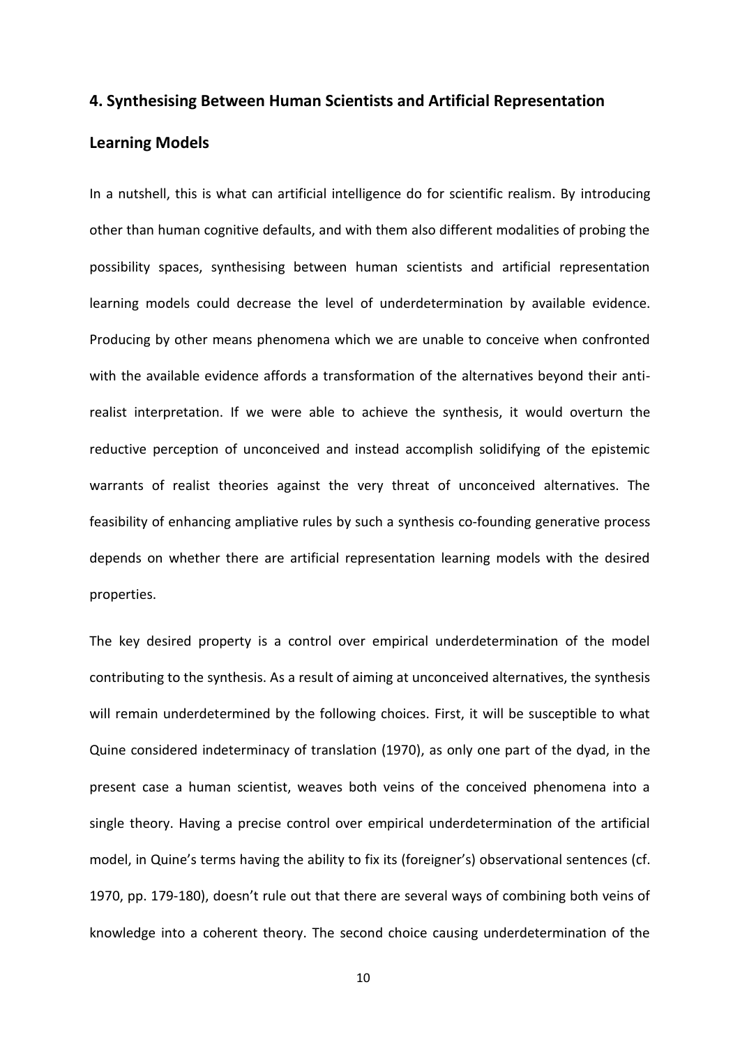## 4. Synthesising Between Human Scientists and Artificial Representation Learning Models

In a nutshell, this is what can artificial intelligence do for scientific realism. By introducing other than human cognitive defaults, and with them also different modalities of probing the possibility spaces, synthesising between human scientists and artificial representation learning models could decrease the level of underdetermination by available evidence. Producing by other means phenomena which we are unable to conceive when confronted with the available evidence affords a transformation of the alternatives beyond their anti-realist interpretation. If we were able to achieve the synthesis, it would overturn the reductive perception of unconceived and instead accomplish solidifying of the epistemic warrants of realist theories against the very threat of unconceived alternatives. The feasibility of enhancing ampliative rules by such a synthesis co-founding generative process depends on whether there are artificial representation learning models with the desired properties.

The key desired property is a control over empirical underdetermination of the model contributing to the synthesis. As a result of aiming at unconceived alternatives, the synthesis will remain underdetermined by the following choices. First, it will be susceptible to what Quine considered indeterminacy of translation (1970), as only one part of the dyad, in the present case a human scientist, weaves both veins of the conceived phenomena into a single theory. Having a precise control over empirical underdetermination of the artificial model, in Quine's terms having the ability to fix its (foreigner's) observational sentences (cf. 1970, pp. 179-180), doesn't rule out that there are several ways of combining both veins of knowledge into a coherent theory. The second choice causing underdetermination of the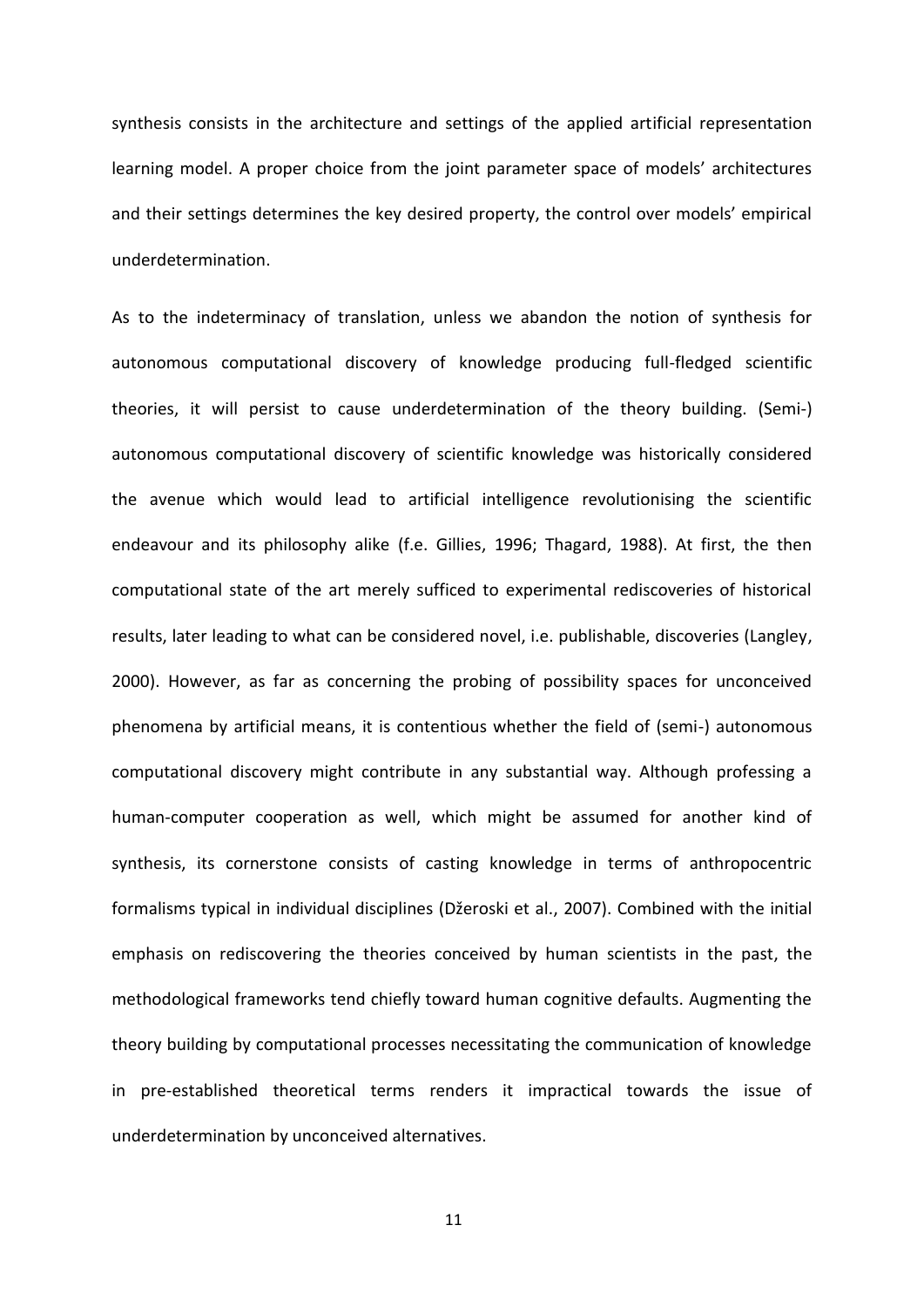synthesis consists in the architecture and settings of the applied artificial representation learning model. A proper choice from the joint parameter space of models' architectures and their settings determines the key desired property, the control over models' empirical underdetermination.

As to the indeterminacy of translation, unless we abandon the notion of synthesis for autonomous computational discovery of knowledge producing full-fledged scientific theories, it will persist to cause underdetermination of the theory building. (Semi-) autonomous computational discovery of scientific knowledge was historically considered the avenue which would lead to artificial intelligence revolutionising the scientific endeavour and its philosophy alike (f.e. Gillies, 1996; Thagard, 1988). At first, the then computational state of the art merely sufficed to experimental rediscoveries of historical results, later leading to what can be considered novel, i.e. publishable, discoveries (Langley, 2000). However, as far as concerning the probing of possibility spaces for unconceived phenomena by artificial means, it is contentious whether the field of (semi-) autonomous computational discovery might contribute in any substantial way. Although professing a human-computer cooperation as well, which might be assumed for another kind of synthesis, its cornerstone consists of casting knowledge in terms of anthropocentric formalisms typical in individual disciplines (Džeroski et al., 2007). Combined with the initial emphasis on rediscovering the theories conceived by human scientists in the past, the methodological frameworks tend chiefly toward human cognitive defaults. Augmenting the theory building by computational processes necessitating the communication of knowledge in pre-established theoretical terms renders it impractical towards the issue of underdetermination by unconceived alternatives.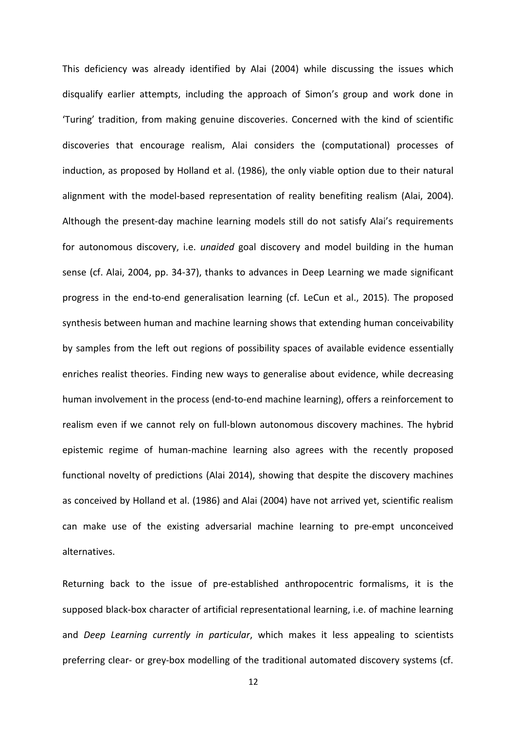This deficiency was already identified by Alai (2004) while discussing the issues which disqualify earlier attempts, including the approach of Simon's group and work done in 'Turing' tradition, from making genuine discoveries. Concerned with the kind of scientific discoveries that encourage realism, Alai considers the (computational) processes of induction, as proposed by Holland et al. (1986), the only viable option due to their natural alignment with the model-based representation of reality benefiting realism (Alai, 2004). Although the present-day machine learning models still do not satisfy Alai's requirements for autonomous discovery, i.e. *unaided* goal discovery and model building in the human sense (cf. Alai, 2004, pp. 34-37), thanks to advances in Deep Learning we made significant progress in the end-to-end generalisation learning (cf. LeCun et al., 2015). The proposed synthesis between human and machine learning shows that extending human conceivability by samples from the left out regions of possibility spaces of available evidence essentially enriches realist theories. Finding new ways to generalise about evidence, while decreasing human involvement in the process (end-to-end machine learning), offers a reinforcement to realism even if we cannot rely on full-blown autonomous discovery machines. The hybrid epistemic regime of human-machine learning also agrees with the recently proposed functional novelty of predictions (Alai 2014), showing that despite the discovery machines as conceived by Holland et al. (1986) and Alai (2004) have not arrived yet, scientific realism can make use of the existing adversarial machine learning to pre-empt unconceived alternatives.

Returning back to the issue of pre-established anthropocentric formalisms, it is the supposed black-box character of artificial representational learning, i.e. of machine learning and *Deep Learning currently in particular*, which makes it less appealing to scientists preferring clear- or grey-box modelling of the traditional automated discovery systems (cf.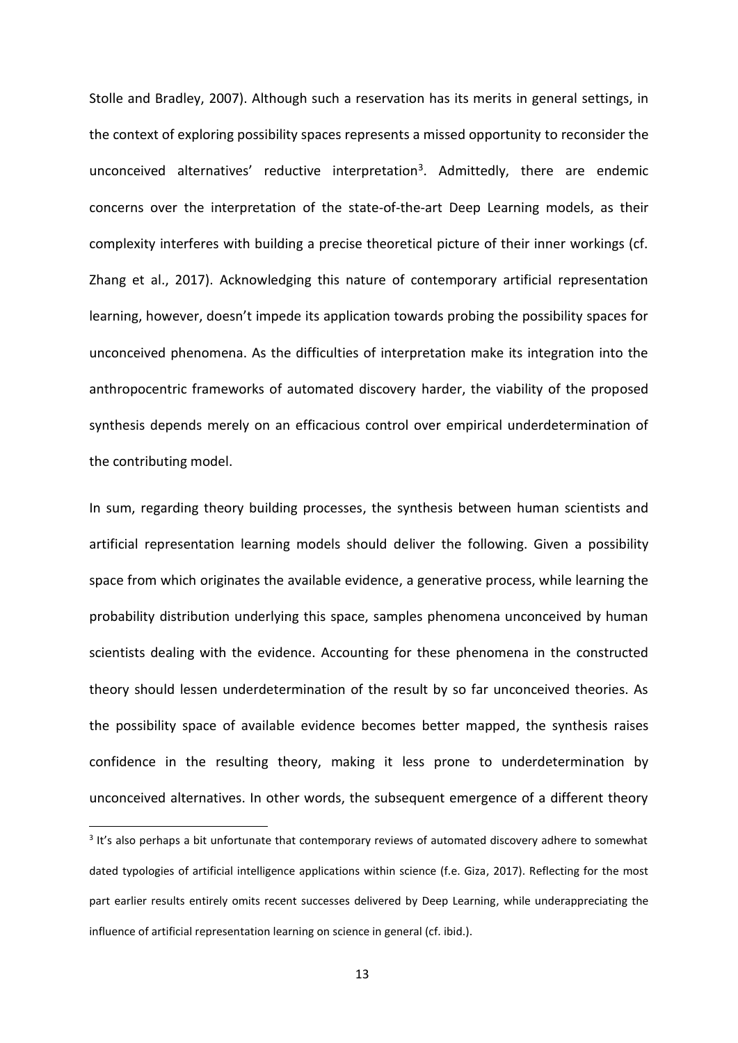Stolle and Bradley, 2007). Although such a reservation has its merits in general settings, in the context of exploring possibility spaces represents a missed opportunity to reconsider the unconceived alternatives' reductive interpretation[3]. Admittedly, there are endemic concerns over the interpretation of the state-of-the-art Deep Learning models, as their complexity interferes with building a precise theoretical picture of their inner workings (cf. Zhang et al., 2017). Acknowledging this nature of contemporary artificial representation learning, however, doesn't impede its application towards probing the possibility spaces for unconceived phenomena. As the difficulties of interpretation make its integration into the anthropocentric frameworks of automated discovery harder, the viability of the proposed synthesis depends merely on an efficacious control over empirical underdetermination of the contributing model.

In sum, regarding theory building processes, the synthesis between human scientists and artificial representation learning models should deliver the following. Given a possibility space from which originates the available evidence, a generative process, while learning the probability distribution underlying this space, samples phenomena unconceived by human scientists dealing with the evidence. Accounting for these phenomena in the constructed theory should lessen underdetermination of the result by so far unconceived theories. As the possibility space of available evidence becomes better mapped, the synthesis raises confidence in the resulting theory, making it less prone to underdetermination by unconceived alternatives. In other words, the subsequent emergence of a different theory

[3] It's also perhaps a bit unfortunate that contemporary reviews of automated discovery adhere to somewhat dated typologies of artificial intelligence applications within science (f.e. Giza, 2017). Reflecting for the most part earlier results entirely omits recent successes delivered by Deep Learning, while underappreciating the influence of artificial representation learning on science in general (cf. ibid.).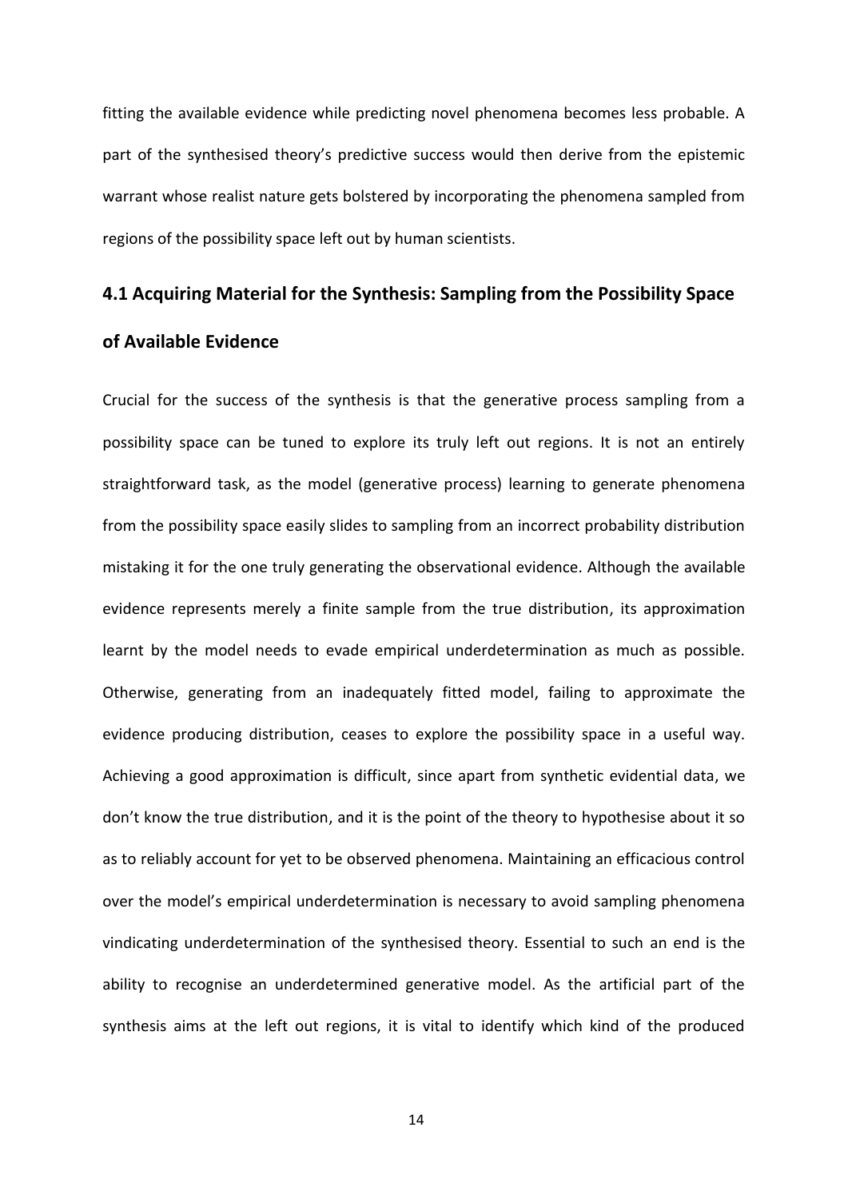fitting the available evidence while predicting novel phenomena becomes less probable. A part of the synthesised theory's predictive success would then derive from the epistemic warrant whose realist nature gets bolstered by incorporating the phenomena sampled from regions of the possibility space left out by human scientists.

### 4.1 Acquiring Material for the Synthesis: Sampling from the Possibility Space of Available Evidence

Crucial for the success of the synthesis is that the generative process sampling from a possibility space can be tuned to explore its truly left out regions. It is not an entirely straightforward task, as the model (generative process) learning to generate phenomena from the possibility space easily slides to sampling from an incorrect probability distribution mistaking it for the one truly generating the observational evidence. Although the available evidence represents merely a finite sample from the true distribution, its approximation learnt by the model needs to evade empirical underdetermination as much as possible. Otherwise, generating from an inadequately fitted model, failing to approximate the evidence producing distribution, ceases to explore the possibility space in a useful way. Achieving a good approximation is difficult, since apart from synthetic evidential data, we don't know the true distribution, and it is the point of the theory to hypothesise about it so as to reliably account for yet to be observed phenomena. Maintaining an efficacious control over the model's empirical underdetermination is necessary to avoid sampling phenomena vindicating underdetermination of the synthesised theory. Essential to such an end is the ability to recognise an underdetermined generative model. As the artificial part of the synthesis aims at the left out regions, it is vital to identify which kind of the produced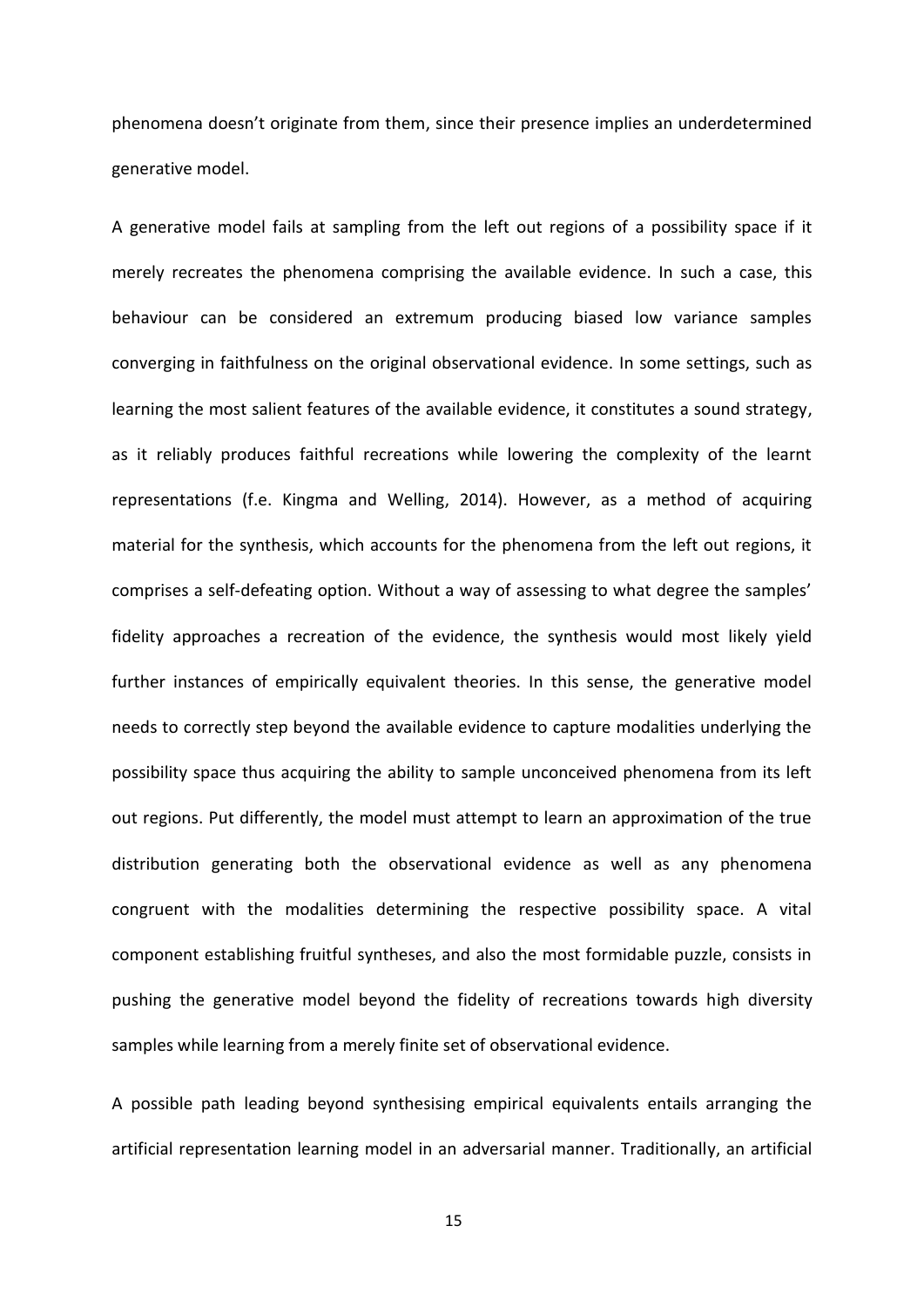phenomena doesn't originate from them, since their presence implies an underdetermined generative model.

A generative model fails at sampling from the left out regions of a possibility space if it merely recreates the phenomena comprising the available evidence. In such a case, this behaviour can be considered an extremum producing biased low variance samples converging in faithfulness on the original observational evidence. In some settings, such as learning the most salient features of the available evidence, it constitutes a sound strategy, as it reliably produces faithful recreations while lowering the complexity of the learnt representations (f.e. Kingma and Welling, 2014). However, as a method of acquiring material for the synthesis, which accounts for the phenomena from the left out regions, it comprises a self-defeating option. Without a way of assessing to what degree the samples' fidelity approaches a recreation of the evidence, the synthesis would most likely yield further instances of empirically equivalent theories. In this sense, the generative model needs to correctly step beyond the available evidence to capture modalities underlying the possibility space thus acquiring the ability to sample unconceived phenomena from its left out regions. Put differently, the model must attempt to learn an approximation of the true distribution generating both the observational evidence as well as any phenomena congruent with the modalities determining the respective possibility space. A vital component establishing fruitful syntheses, and also the most formidable puzzle, consists in pushing the generative model beyond the fidelity of recreations towards high diversity samples while learning from a merely finite set of observational evidence.

A possible path leading beyond synthesising empirical equivalents entails arranging the artificial representation learning model in an adversarial manner. Traditionally, an artificial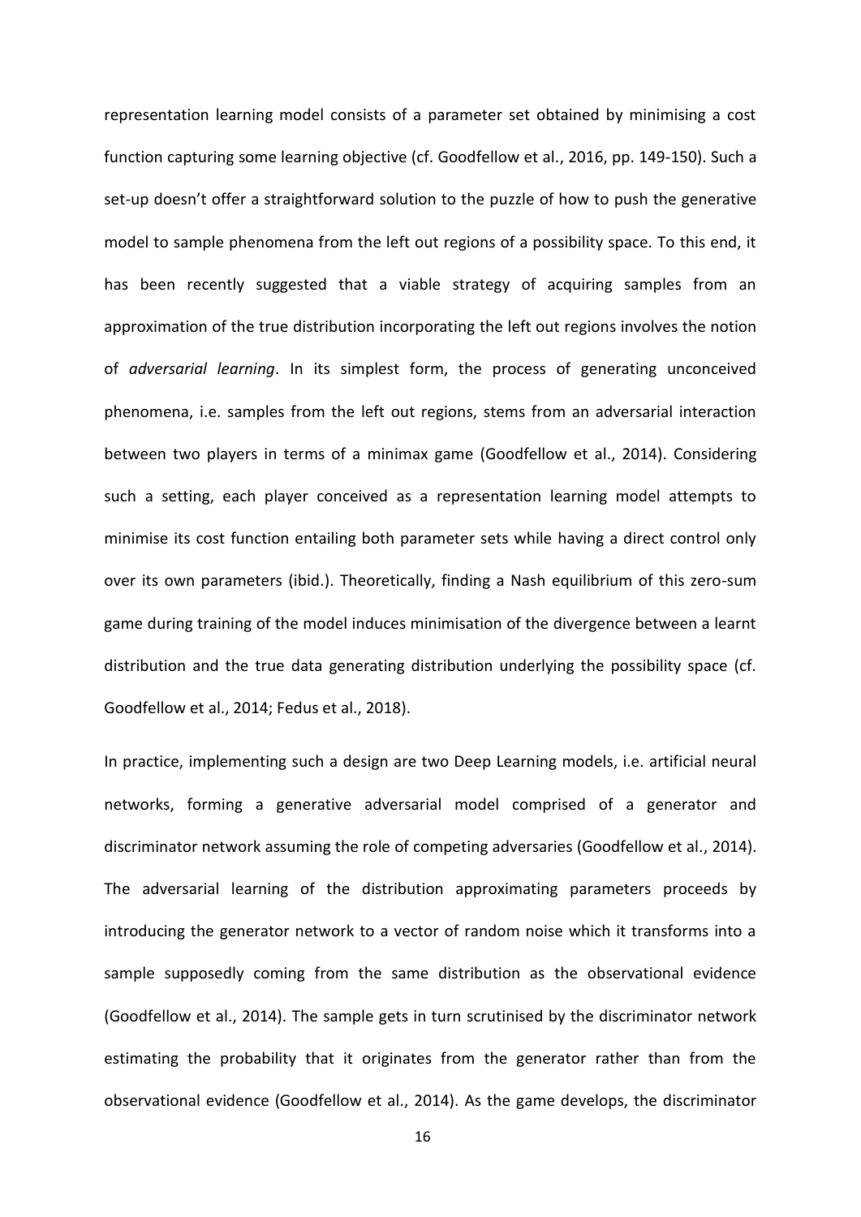representation learning model consists of a parameter set obtained by minimising a cost function capturing some learning objective (cf. Goodfellow et al., 2016, pp. 149-150). Such a set-up doesn't offer a straightforward solution to the puzzle of how to push the generative model to sample phenomena from the left out regions of a possibility space. To this end, it has been recently suggested that a viable strategy of acquiring samples from an approximation of the true distribution incorporating the left out regions involves the notion of *adversarial learning*. In its simplest form, the process of generating unconceived phenomena, i.e. samples from the left out regions, stems from an adversarial interaction between two players in terms of a minimax game (Goodfellow et al., 2014). Considering such a setting, each player conceived as a representation learning model attempts to minimise its cost function entailing both parameter sets while having a direct control only over its own parameters (ibid.). Theoretically, finding a Nash equilibrium of this zero-sum game during training of the model induces minimisation of the divergence between a learnt distribution and the true data generating distribution underlying the possibility space (cf. Goodfellow et al., 2014; Fedus et al., 2018).

In practice, implementing such a design are two Deep Learning models, i.e. artificial neural networks, forming a generative adversarial model comprised of a generator and discriminator network assuming the role of competing adversaries (Goodfellow et al., 2014). The adversarial learning of the distribution approximating parameters proceeds by introducing the generator network to a vector of random noise which it transforms into a sample supposedly coming from the same distribution as the observational evidence (Goodfellow et al., 2014). The sample gets in turn scrutinised by the discriminator network estimating the probability that it originates from the generator rather than from the observational evidence (Goodfellow et al., 2014). As the game develops, the discriminator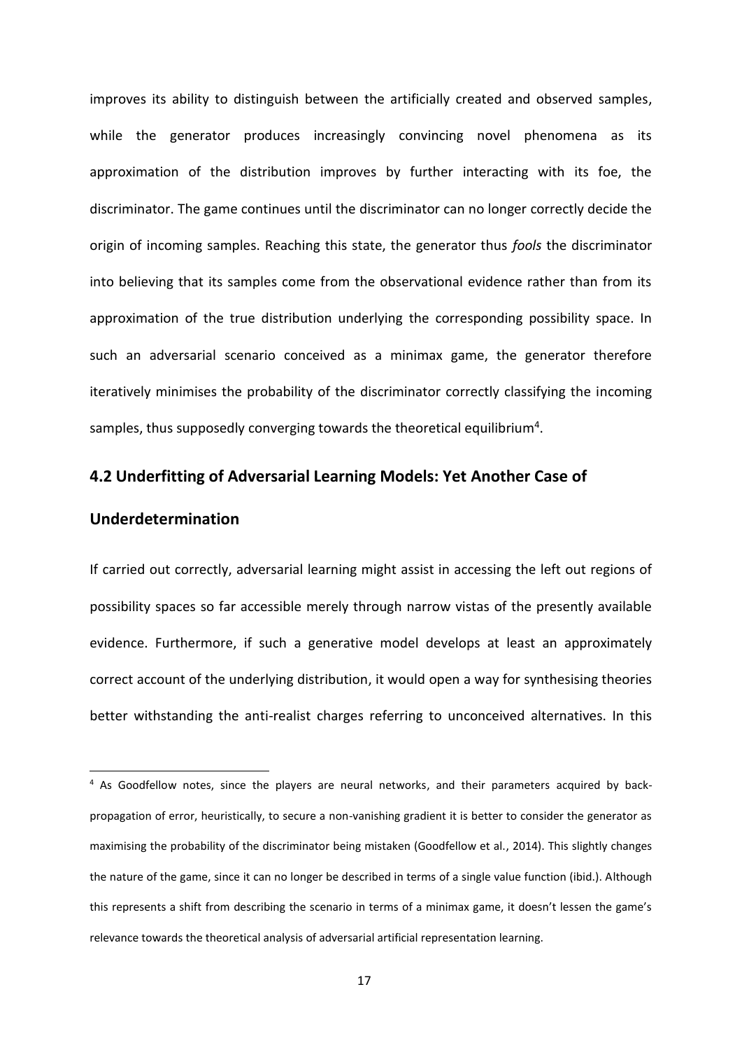improves its ability to distinguish between the artificially created and observed samples, while the generator produces increasingly convincing novel phenomena as its approximation of the distribution improves by further interacting with its foe, the discriminator. The game continues until the discriminator can no longer correctly decide the origin of incoming samples. Reaching this state, the generator thus *fools* the discriminator into believing that its samples come from the observational evidence rather than from its approximation of the true distribution underlying the corresponding possibility space. In such an adversarial scenario conceived as a minimax game, the generator therefore iteratively minimises the probability of the discriminator correctly classifying the incoming samples, thus supposedly converging towards the theoretical equilibrium[4].

## 4.2 Underfitting of Adversarial Learning Models: Yet Another Case of Underdetermination

If carried out correctly, adversarial learning might assist in accessing the left out regions of possibility spaces so far accessible merely through narrow vistas of the presently available evidence. Furthermore, if such a generative model develops at least an approximately correct account of the underlying distribution, it would open a way for synthesising theories better withstanding the anti-realist charges referring to unconceived alternatives. In this

[4] As Goodfellow notes, since the players are neural networks, and their parameters acquired by back-propagation of error, heuristically, to secure a non-vanishing gradient it is better to consider the generator as maximising the probability of the discriminator being mistaken (Goodfellow et al., 2014). This slightly changes the nature of the game, since it can no longer be described in terms of a single value function (ibid.). Although this represents a shift from describing the scenario in terms of a minimax game, it doesn't lessen the game's relevance towards the theoretical analysis of adversarial artificial representation learning.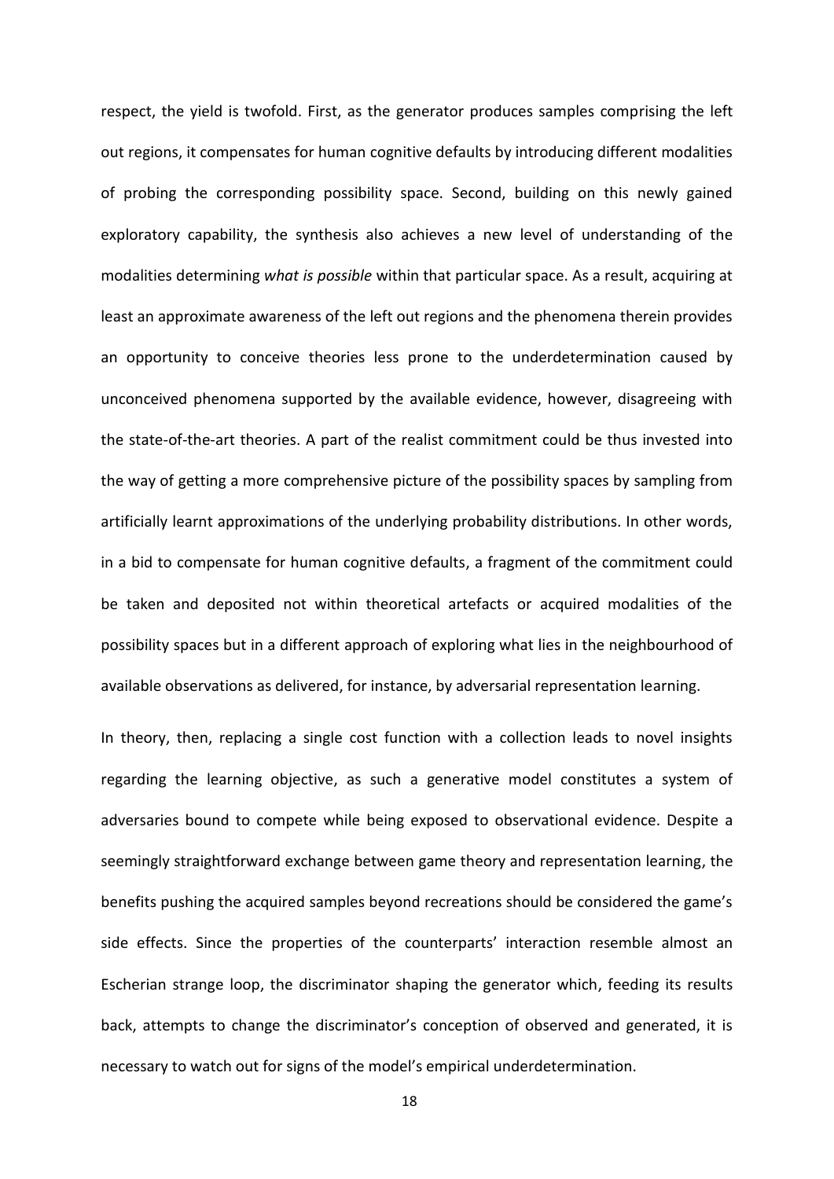respect, the yield is twofold. First, as the generator produces samples comprising the left out regions, it compensates for human cognitive defaults by introducing different modalities of probing the corresponding possibility space. Second, building on this newly gained exploratory capability, the synthesis also achieves a new level of understanding of the modalities determining *what is possible* within that particular space. As a result, acquiring at least an approximate awareness of the left out regions and the phenomena therein provides an opportunity to conceive theories less prone to the underdetermination caused by unconceived phenomena supported by the available evidence, however, disagreeing with the state-of-the-art theories. A part of the realist commitment could be thus invested into the way of getting a more comprehensive picture of the possibility spaces by sampling from artificially learnt approximations of the underlying probability distributions. In other words, in a bid to compensate for human cognitive defaults, a fragment of the commitment could be taken and deposited not within theoretical artefacts or acquired modalities of the possibility spaces but in a different approach of exploring what lies in the neighbourhood of available observations as delivered, for instance, by adversarial representation learning.

In theory, then, replacing a single cost function with a collection leads to novel insights regarding the learning objective, as such a generative model constitutes a system of adversaries bound to compete while being exposed to observational evidence. Despite a seemingly straightforward exchange between game theory and representation learning, the benefits pushing the acquired samples beyond recreations should be considered the game's side effects. Since the properties of the counterparts' interaction resemble almost an Escherian strange loop, the discriminator shaping the generator which, feeding its results back, attempts to change the discriminator's conception of observed and generated, it is necessary to watch out for signs of the model's empirical underdetermination.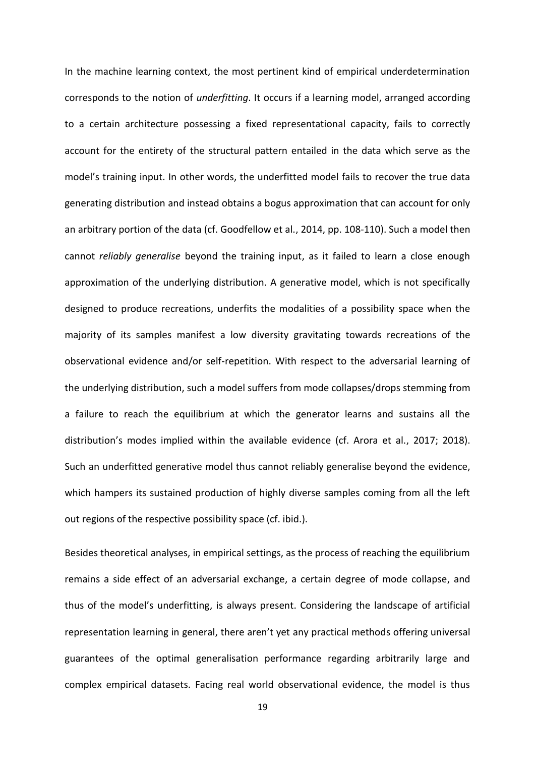In the machine learning context, the most pertinent kind of empirical underdetermination corresponds to the notion of *underfitting*. It occurs if a learning model, arranged according to a certain architecture possessing a fixed representational capacity, fails to correctly account for the entirety of the structural pattern entailed in the data which serve as the model's training input. In other words, the underfitted model fails to recover the true data generating distribution and instead obtains a bogus approximation that can account for only an arbitrary portion of the data (cf. Goodfellow et al., 2014, pp. 108-110). Such a model then cannot *reliably generalise* beyond the training input, as it failed to learn a close enough approximation of the underlying distribution. A generative model, which is not specifically designed to produce recreations, underfits the modalities of a possibility space when the majority of its samples manifest a low diversity gravitating towards recreations of the observational evidence and/or self-repetition. With respect to the adversarial learning of the underlying distribution, such a model suffers from mode collapses/drops stemming from a failure to reach the equilibrium at which the generator learns and sustains all the distribution's modes implied within the available evidence (cf. Arora et al., 2017; 2018). Such an underfitted generative model thus cannot reliably generalise beyond the evidence, which hampers its sustained production of highly diverse samples coming from all the left out regions of the respective possibility space (cf. ibid.).

Besides theoretical analyses, in empirical settings, as the process of reaching the equilibrium remains a side effect of an adversarial exchange, a certain degree of mode collapse, and thus of the model's underfitting, is always present. Considering the landscape of artificial representation learning in general, there aren't yet any practical methods offering universal guarantees of the optimal generalisation performance regarding arbitrarily large and complex empirical datasets. Facing real world observational evidence, the model is thus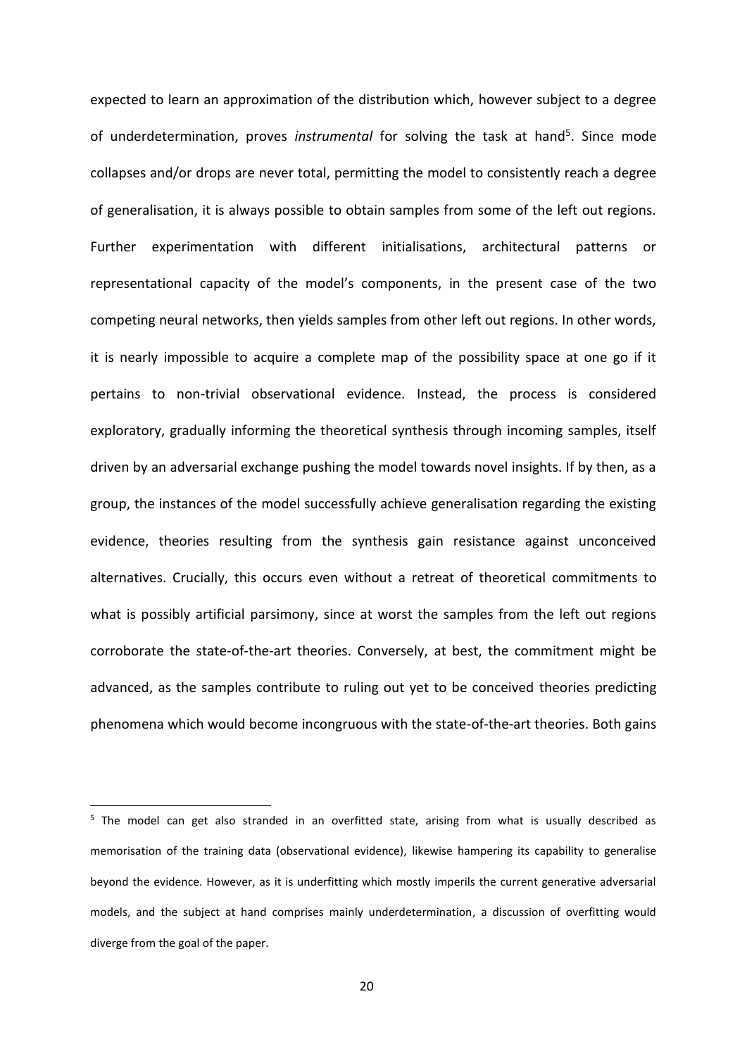expected to learn an approximation of the distribution which, however subject to a degree of underdetermination, proves *instrumental* for solving the task at hand[5]. Since mode collapses and/or drops are never total, permitting the model to consistently reach a degree of generalisation, it is always possible to obtain samples from some of the left out regions. Further experimentation with different initialisations, architectural patterns or representational capacity of the model's components, in the present case of the two competing neural networks, then yields samples from other left out regions. In other words, it is nearly impossible to acquire a complete map of the possibility space at one go if it pertains to non-trivial observational evidence. Instead, the process is considered exploratory, gradually informing the theoretical synthesis through incoming samples, itself driven by an adversarial exchange pushing the model towards novel insights. If by then, as a group, the instances of the model successfully achieve generalisation regarding the existing evidence, theories resulting from the synthesis gain resistance against unconceived alternatives. Crucially, this occurs even without a retreat of theoretical commitments to what is possibly artificial parsimony, since at worst the samples from the left out regions corroborate the state-of-the-art theories. Conversely, at best, the commitment might be advanced, as the samples contribute to ruling out yet to be conceived theories predicting phenomena which would become incongruous with the state-of-the-art theories. Both gains

[5] The model can get also stranded in an overfitted state, arising from what is usually described as memorisation of the training data (observational evidence), likewise hampering its capability to generalise beyond the evidence. However, as it is underfitting which mostly imperils the current generative adversarial models, and the subject at hand comprises mainly underdetermination, a discussion of overfitting would diverge from the goal of the paper.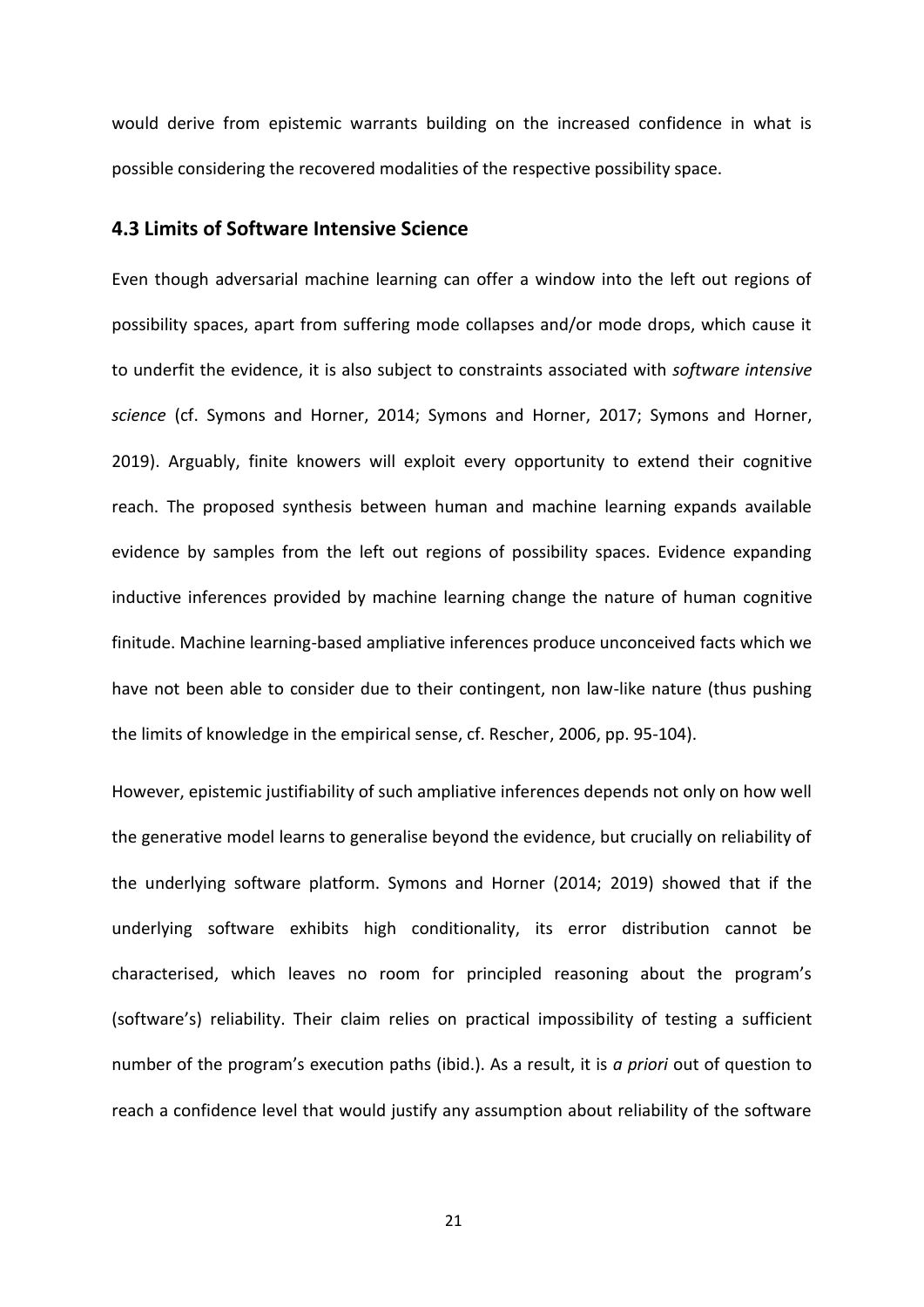would derive from epistemic warrants building on the increased confidence in what is possible considering the recovered modalities of the respective possibility space.

### 4.3 Limits of Software Intensive Science

Even though adversarial machine learning can offer a window into the left out regions of possibility spaces, apart from suffering mode collapses and/or mode drops, which cause it to underfit the evidence, it is also subject to constraints associated with *software intensive science* (cf. Symons and Horner, 2014; Symons and Horner, 2017; Symons and Horner, 2019). Arguably, finite knowers will exploit every opportunity to extend their cognitive reach. The proposed synthesis between human and machine learning expands available evidence by samples from the left out regions of possibility spaces. Evidence expanding inductive inferences provided by machine learning change the nature of human cognitive finitude. Machine learning-based ampliative inferences produce unconceived facts which we have not been able to consider due to their contingent, non law-like nature (thus pushing the limits of knowledge in the empirical sense, cf. Rescher, 2006, pp. 95-104).

However, epistemic justifiability of such ampliative inferences depends not only on how well the generative model learns to generalise beyond the evidence, but crucially on reliability of the underlying software platform. Symons and Horner (2014; 2019) showed that if the underlying software exhibits high conditionality, its error distribution cannot be characterised, which leaves no room for principled reasoning about the program's (software's) reliability. Their claim relies on practical impossibility of testing a sufficient number of the program's execution paths (ibid.). As a result, it is *a priori* out of question to reach a confidence level that would justify any assumption about reliability of the software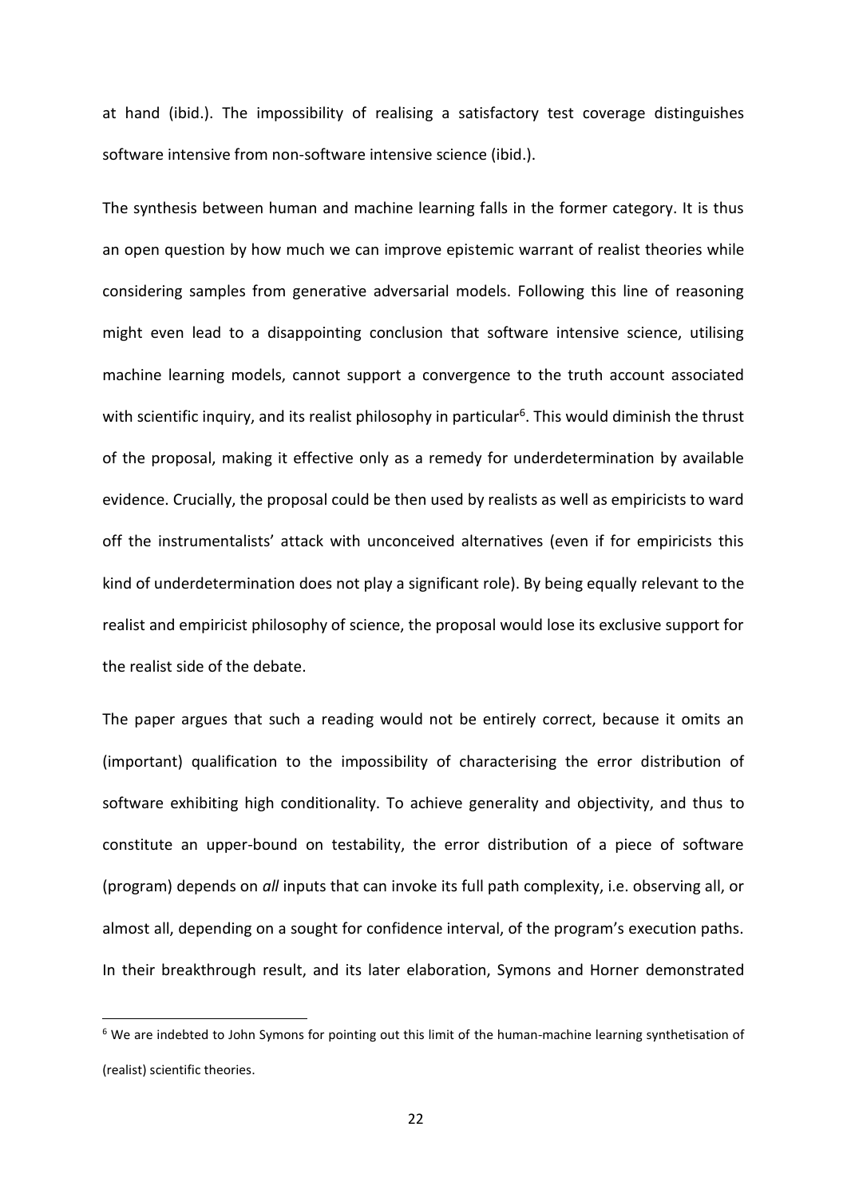at hand (ibid.). The impossibility of realising a satisfactory test coverage distinguishes software intensive from non-software intensive science (ibid.).

The synthesis between human and machine learning falls in the former category. It is thus an open question by how much we can improve epistemic warrant of realist theories while considering samples from generative adversarial models. Following this line of reasoning might even lead to a disappointing conclusion that software intensive science, utilising machine learning models, cannot support a convergence to the truth account associated with scientific inquiry, and its realist philosophy in particular[6]. This would diminish the thrust of the proposal, making it effective only as a remedy for underdetermination by available evidence. Crucially, the proposal could be then used by realists as well as empiricists to ward off the instrumentalists' attack with unconceived alternatives (even if for empiricists this kind of underdetermination does not play a significant role). By being equally relevant to the realist and empiricist philosophy of science, the proposal would lose its exclusive support for the realist side of the debate.

The paper argues that such a reading would not be entirely correct, because it omits an (important) qualification to the impossibility of characterising the error distribution of software exhibiting high conditionality. To achieve generality and objectivity, and thus to constitute an upper-bound on testability, the error distribution of a piece of software (program) depends on *all* inputs that can invoke its full path complexity, i.e. observing all, or almost all, depending on a sought for confidence interval, of the program's execution paths. In their breakthrough result, and its later elaboration, Symons and Horner demonstrated

[6] We are indebted to John Symons for pointing out this limit of the human-machine learning synthetisation of (realist) scientific theories.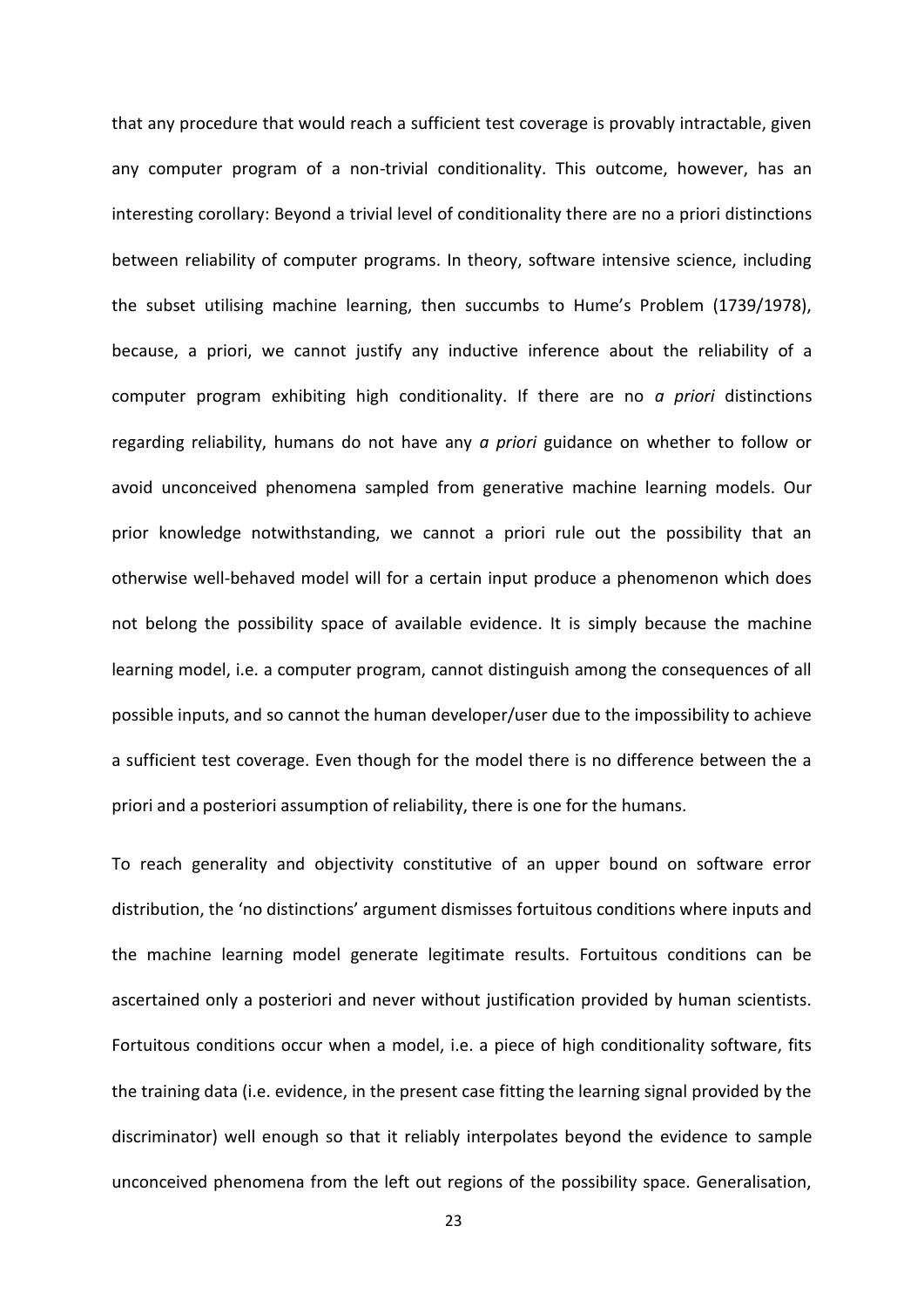that any procedure that would reach a sufficient test coverage is provably intractable, given any computer program of a non-trivial conditionality. This outcome, however, has an interesting corollary: Beyond a trivial level of conditionality there are no a priori distinctions between reliability of computer programs. In theory, software intensive science, including the subset utilising machine learning, then succumbs to Hume's Problem (1739/1978), because, a priori, we cannot justify any inductive inference about the reliability of a computer program exhibiting high conditionality. If there are no *a priori* distinctions regarding reliability, humans do not have any *a priori* guidance on whether to follow or avoid unconceived phenomena sampled from generative machine learning models. Our prior knowledge notwithstanding, we cannot a priori rule out the possibility that an otherwise well-behaved model will for a certain input produce a phenomenon which does not belong the possibility space of available evidence. It is simply because the machine learning model, i.e. a computer program, cannot distinguish among the consequences of all possible inputs, and so cannot the human developer/user due to the impossibility to achieve a sufficient test coverage. Even though for the model there is no difference between the a priori and a posteriori assumption of reliability, there is one for the humans.

To reach generality and objectivity constitutive of an upper bound on software error distribution, the 'no distinctions' argument dismisses fortuitous conditions where inputs and the machine learning model generate legitimate results. Fortuitous conditions can be ascertained only a posteriori and never without justification provided by human scientists. Fortuitous conditions occur when a model, i.e. a piece of high conditionality software, fits the training data (i.e. evidence, in the present case fitting the learning signal provided by the discriminator) well enough so that it reliably interpolates beyond the evidence to sample unconceived phenomena from the left out regions of the possibility space. Generalisation,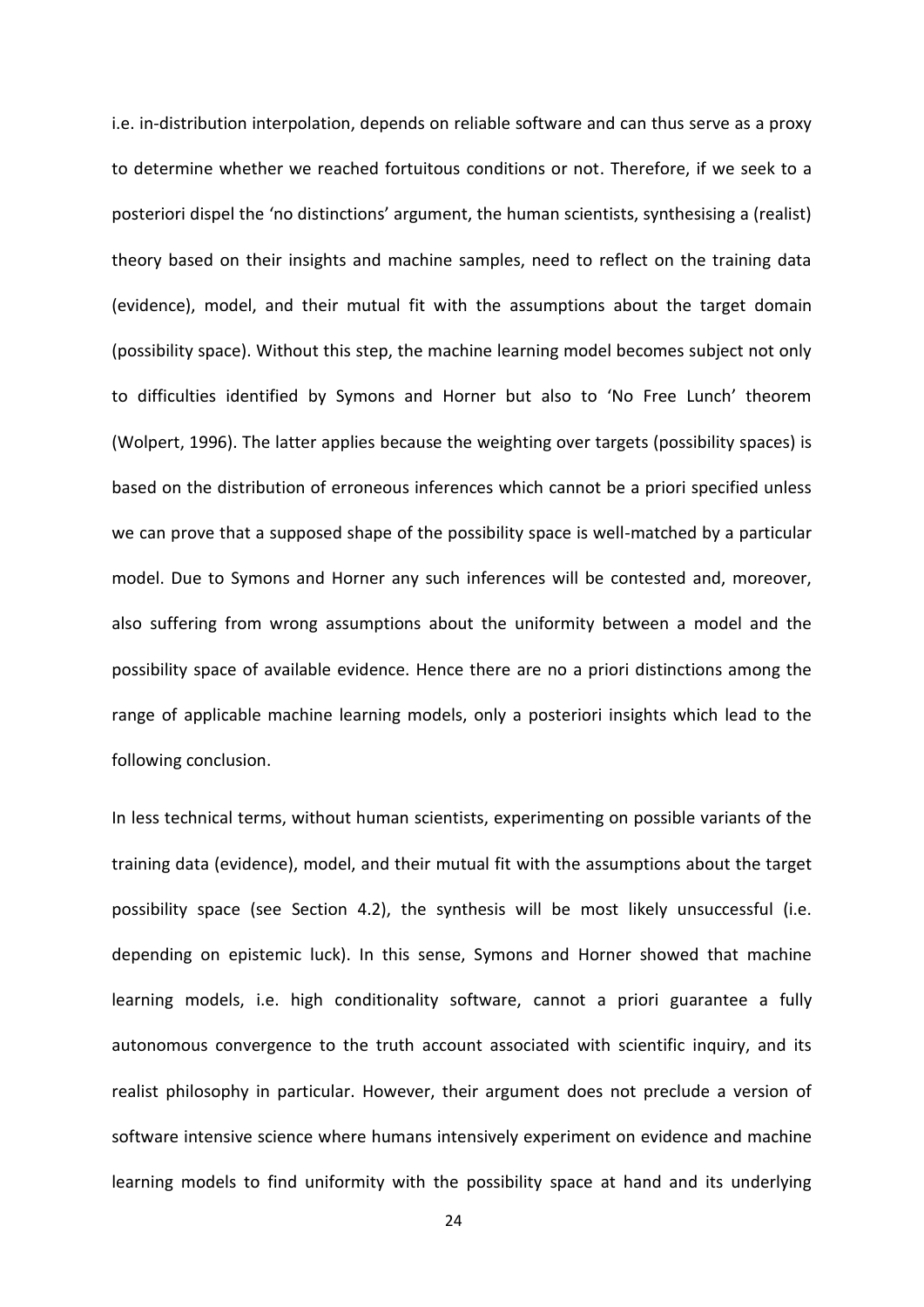i.e. in-distribution interpolation, depends on reliable software and can thus serve as a proxy to determine whether we reached fortuitous conditions or not. Therefore, if we seek to a posteriori dispel the 'no distinctions' argument, the human scientists, synthesising a (realist) theory based on their insights and machine samples, need to reflect on the training data (evidence), model, and their mutual fit with the assumptions about the target domain (possibility space). Without this step, the machine learning model becomes subject not only to difficulties identified by Symons and Horner but also to 'No Free Lunch' theorem (Wolpert, 1996). The latter applies because the weighting over targets (possibility spaces) is based on the distribution of erroneous inferences which cannot be a priori specified unless we can prove that a supposed shape of the possibility space is well-matched by a particular model. Due to Symons and Horner any such inferences will be contested and, moreover, also suffering from wrong assumptions about the uniformity between a model and the possibility space of available evidence. Hence there are no a priori distinctions among the range of applicable machine learning models, only a posteriori insights which lead to the following conclusion.

In less technical terms, without human scientists, experimenting on possible variants of the training data (evidence), model, and their mutual fit with the assumptions about the target possibility space (see Section 4.2), the synthesis will be most likely unsuccessful (i.e. depending on epistemic luck). In this sense, Symons and Horner showed that machine learning models, i.e. high conditionality software, cannot a priori guarantee a fully autonomous convergence to the truth account associated with scientific inquiry, and its realist philosophy in particular. However, their argument does not preclude a version of software intensive science where humans intensively experiment on evidence and machine learning models to find uniformity with the possibility space at hand and its underlying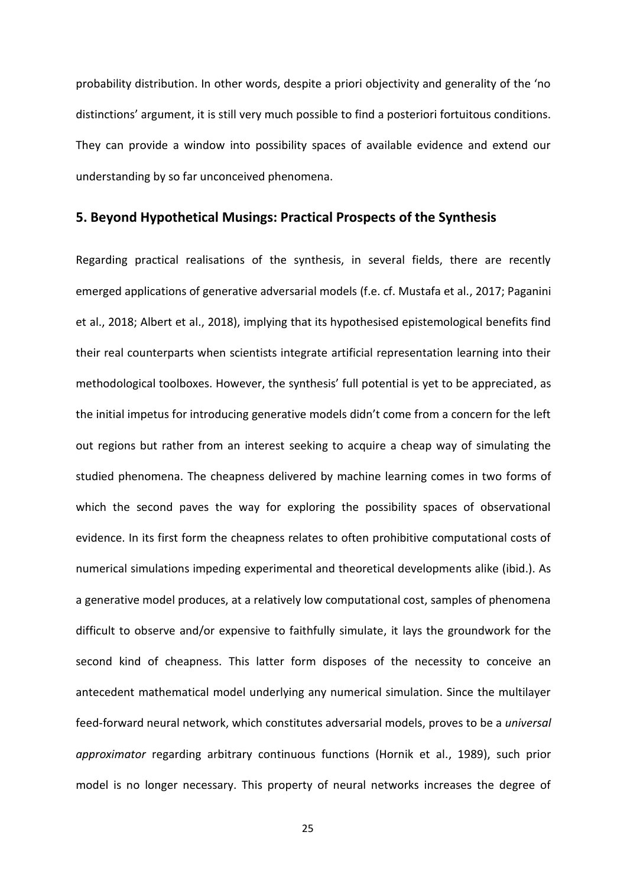probability distribution. In other words, despite a priori objectivity and generality of the 'no distinctions' argument, it is still very much possible to find a posteriori fortuitous conditions. They can provide a window into possibility spaces of available evidence and extend our understanding by so far unconceived phenomena.

## 5. Beyond Hypothetical Musings: Practical Prospects of the Synthesis

Regarding practical realisations of the synthesis, in several fields, there are recently emerged applications of generative adversarial models (f.e. cf. Mustafa et al., 2017; Paganini et al., 2018; Albert et al., 2018), implying that its hypothesised epistemological benefits find their real counterparts when scientists integrate artificial representation learning into their methodological toolboxes. However, the synthesis' full potential is yet to be appreciated, as the initial impetus for introducing generative models didn't come from a concern for the left out regions but rather from an interest seeking to acquire a cheap way of simulating the studied phenomena. The cheapness delivered by machine learning comes in two forms of which the second paves the way for exploring the possibility spaces of observational evidence. In its first form the cheapness relates to often prohibitive computational costs of numerical simulations impeding experimental and theoretical developments alike (ibid.). As a generative model produces, at a relatively low computational cost, samples of phenomena difficult to observe and/or expensive to faithfully simulate, it lays the groundwork for the second kind of cheapness. This latter form disposes of the necessity to conceive an antecedent mathematical model underlying any numerical simulation. Since the multilayer feed-forward neural network, which constitutes adversarial models, proves to be a *universal approximator* regarding arbitrary continuous functions (Hornik et al., 1989), such prior model is no longer necessary. This property of neural networks increases the degree of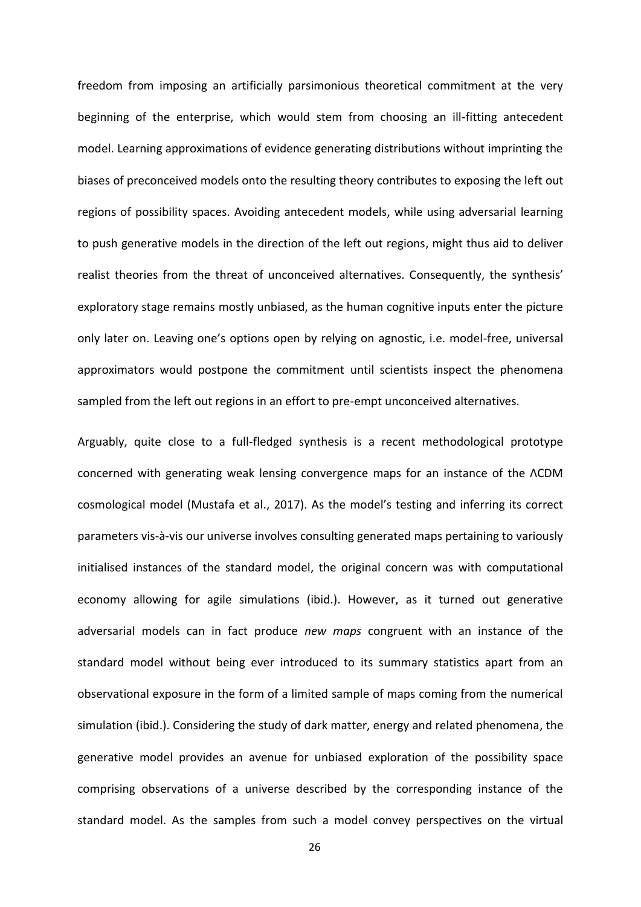freedom from imposing an artificially parsimonious theoretical commitment at the very beginning of the enterprise, which would stem from choosing an ill-fitting antecedent model. Learning approximations of evidence generating distributions without imprinting the biases of preconceived models onto the resulting theory contributes to exposing the left out regions of possibility spaces. Avoiding antecedent models, while using adversarial learning to push generative models in the direction of the left out regions, might thus aid to deliver realist theories from the threat of unconceived alternatives. Consequently, the synthesis' exploratory stage remains mostly unbiased, as the human cognitive inputs enter the picture only later on. Leaving one's options open by relying on agnostic, i.e. model-free, universal approximators would postpone the commitment until scientists inspect the phenomena sampled from the left out regions in an effort to pre-empt unconceived alternatives.

Arguably, quite close to a full-fledged synthesis is a recent methodological prototype concerned with generating weak lensing convergence maps for an instance of the ΛCDM cosmological model (Mustafa et al., 2017). As the model's testing and inferring its correct parameters vis-à-vis our universe involves consulting generated maps pertaining to variously initialised instances of the standard model, the original concern was with computational economy allowing for agile simulations (ibid.). However, as it turned out generative adversarial models can in fact produce *new maps* congruent with an instance of the standard model without being ever introduced to its summary statistics apart from an observational exposure in the form of a limited sample of maps coming from the numerical simulation (ibid.). Considering the study of dark matter, energy and related phenomena, the generative model provides an avenue for unbiased exploration of the possibility space comprising observations of a universe described by the corresponding instance of the standard model. As the samples from such a model convey perspectives on the virtual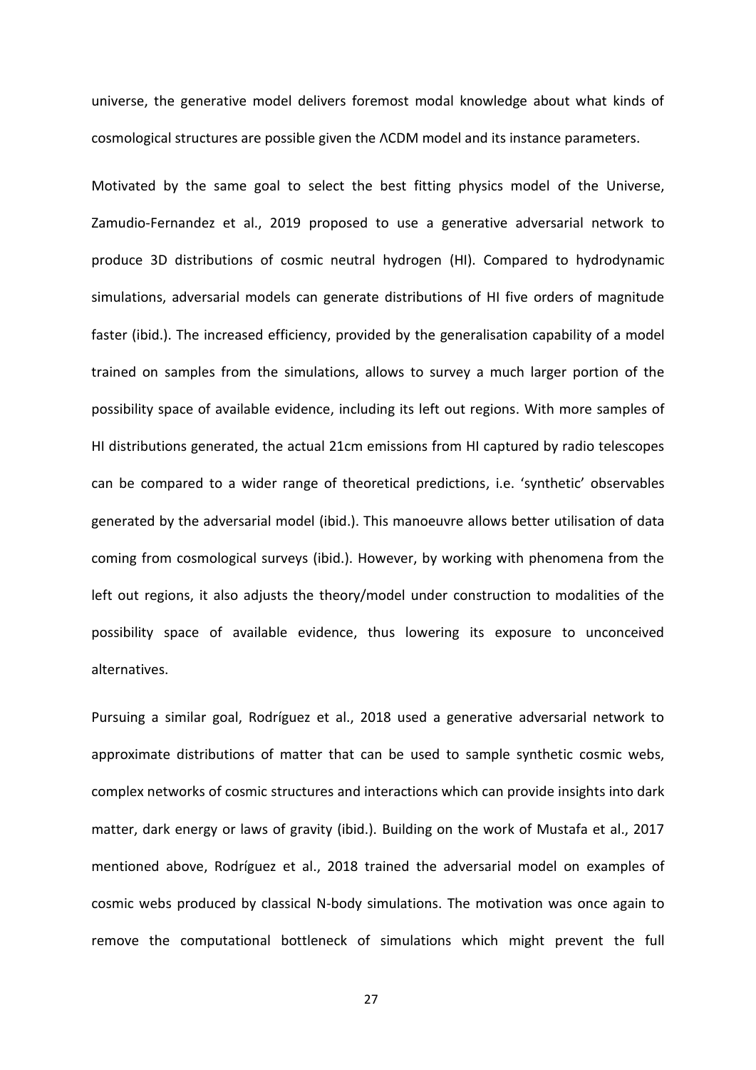universe, the generative model delivers foremost modal knowledge about what kinds of cosmological structures are possible given the ΛCDM model and its instance parameters.

Motivated by the same goal to select the best fitting physics model of the Universe, Zamudio-Fernandez et al., 2019 proposed to use a generative adversarial network to produce 3D distributions of cosmic neutral hydrogen (HI). Compared to hydrodynamic simulations, adversarial models can generate distributions of HI five orders of magnitude faster (ibid.). The increased efficiency, provided by the generalisation capability of a model trained on samples from the simulations, allows to survey a much larger portion of the possibility space of available evidence, including its left out regions. With more samples of HI distributions generated, the actual 21cm emissions from HI captured by radio telescopes can be compared to a wider range of theoretical predictions, i.e. 'synthetic' observables generated by the adversarial model (ibid.). This manoeuvre allows better utilisation of data coming from cosmological surveys (ibid.). However, by working with phenomena from the left out regions, it also adjusts the theory/model under construction to modalities of the possibility space of available evidence, thus lowering its exposure to unconceived alternatives.

Pursuing a similar goal, Rodríguez et al., 2018 used a generative adversarial network to approximate distributions of matter that can be used to sample synthetic cosmic webs, complex networks of cosmic structures and interactions which can provide insights into dark matter, dark energy or laws of gravity (ibid.). Building on the work of Mustafa et al., 2017 mentioned above, Rodríguez et al., 2018 trained the adversarial model on examples of cosmic webs produced by classical N-body simulations. The motivation was once again to remove the computational bottleneck of simulations which might prevent the full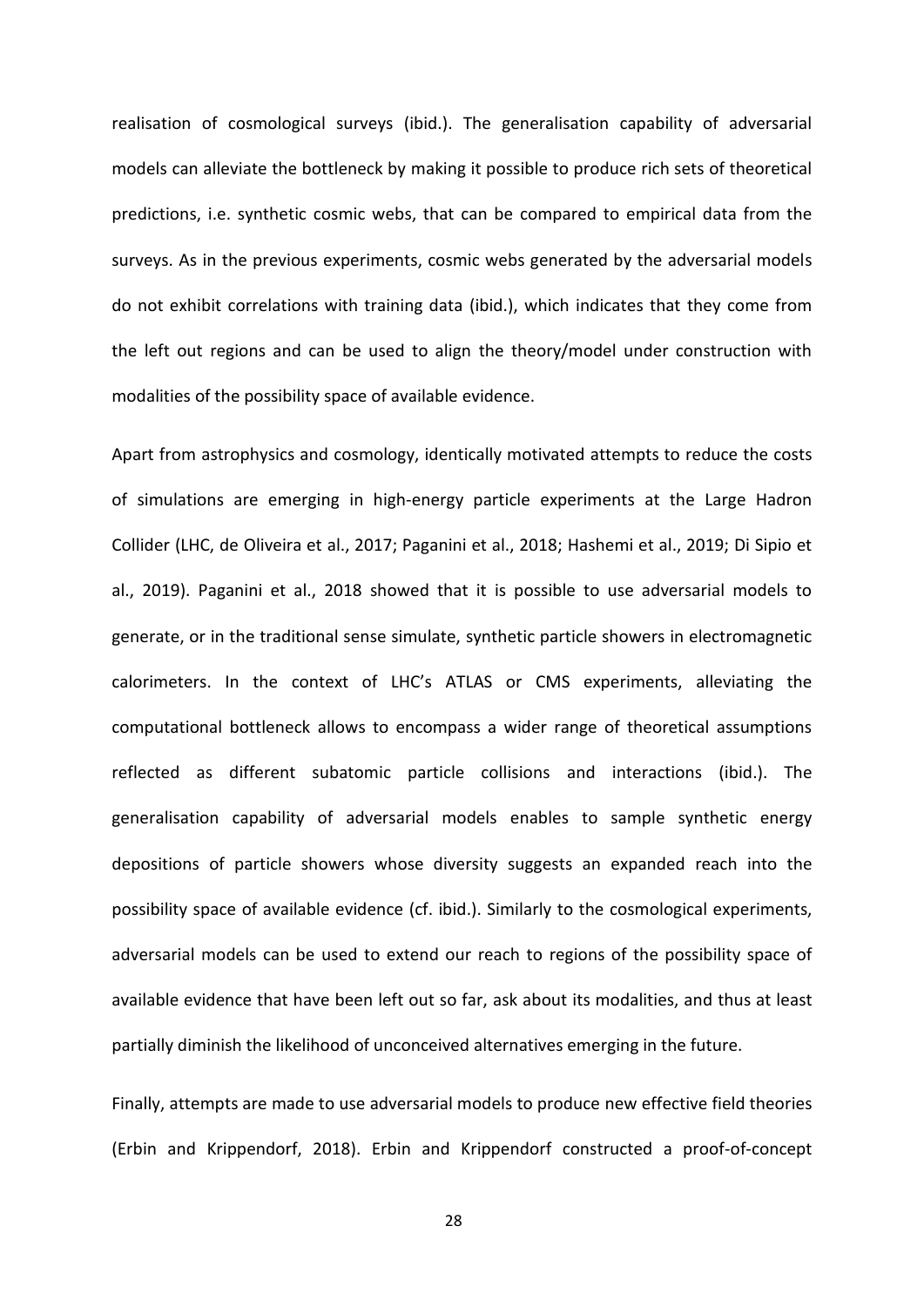realisation of cosmological surveys (ibid.). The generalisation capability of adversarial models can alleviate the bottleneck by making it possible to produce rich sets of theoretical predictions, i.e. synthetic cosmic webs, that can be compared to empirical data from the surveys. As in the previous experiments, cosmic webs generated by the adversarial models do not exhibit correlations with training data (ibid.), which indicates that they come from the left out regions and can be used to align the theory/model under construction with modalities of the possibility space of available evidence.

Apart from astrophysics and cosmology, identically motivated attempts to reduce the costs of simulations are emerging in high-energy particle experiments at the Large Hadron Collider (LHC, de Oliveira et al., 2017; Paganini et al., 2018; Hashemi et al., 2019; Di Sipio et al., 2019). Paganini et al., 2018 showed that it is possible to use adversarial models to generate, or in the traditional sense simulate, synthetic particle showers in electromagnetic calorimeters. In the context of LHC's ATLAS or CMS experiments, alleviating the computational bottleneck allows to encompass a wider range of theoretical assumptions reflected as different subatomic particle collisions and interactions (ibid.). The generalisation capability of adversarial models enables to sample synthetic energy depositions of particle showers whose diversity suggests an expanded reach into the possibility space of available evidence (cf. ibid.). Similarly to the cosmological experiments, adversarial models can be used to extend our reach to regions of the possibility space of available evidence that have been left out so far, ask about its modalities, and thus at least partially diminish the likelihood of unconceived alternatives emerging in the future.

Finally, attempts are made to use adversarial models to produce new effective field theories (Erbin and Krippendorf, 2018). Erbin and Krippendorf constructed a proof-of-concept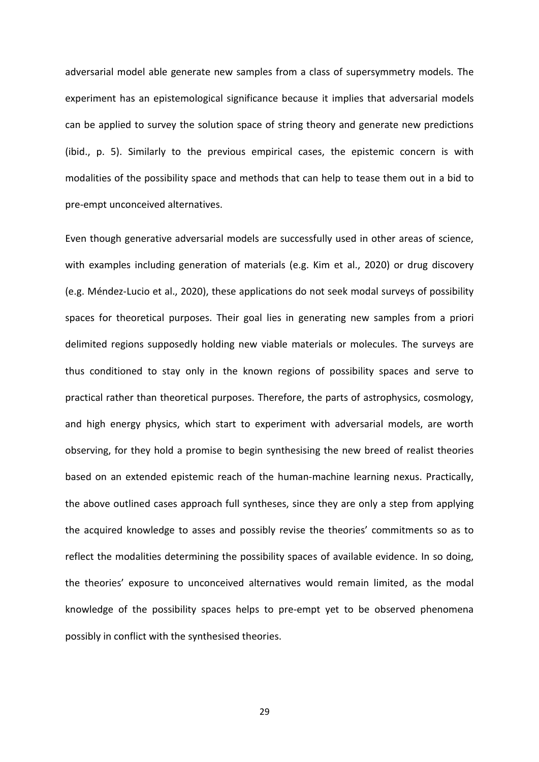adversarial model able generate new samples from a class of supersymmetry models. The experiment has an epistemological significance because it implies that adversarial models can be applied to survey the solution space of string theory and generate new predictions (ibid., p. 5). Similarly to the previous empirical cases, the epistemic concern is with modalities of the possibility space and methods that can help to tease them out in a bid to pre-empt unconceived alternatives.

Even though generative adversarial models are successfully used in other areas of science, with examples including generation of materials (e.g. Kim et al., 2020) or drug discovery (e.g. Méndez-Lucio et al., 2020), these applications do not seek modal surveys of possibility spaces for theoretical purposes. Their goal lies in generating new samples from a priori delimited regions supposedly holding new viable materials or molecules. The surveys are thus conditioned to stay only in the known regions of possibility spaces and serve to practical rather than theoretical purposes. Therefore, the parts of astrophysics, cosmology, and high energy physics, which start to experiment with adversarial models, are worth observing, for they hold a promise to begin synthesising the new breed of realist theories based on an extended epistemic reach of the human-machine learning nexus. Practically, the above outlined cases approach full syntheses, since they are only a step from applying the acquired knowledge to asses and possibly revise the theories' commitments so as to reflect the modalities determining the possibility spaces of available evidence. In so doing, the theories' exposure to unconceived alternatives would remain limited, as the modal knowledge of the possibility spaces helps to pre-empt yet to be observed phenomena possibly in conflict with the synthesised theories.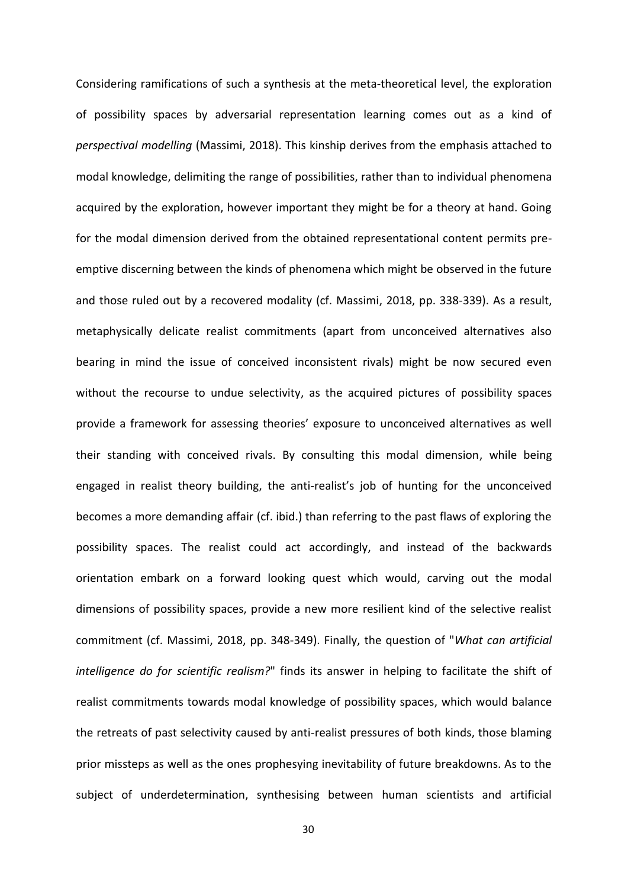Considering ramifications of such a synthesis at the meta-theoretical level, the exploration of possibility spaces by adversarial representation learning comes out as a kind of *perspectival modelling* (Massimi, 2018). This kinship derives from the emphasis attached to modal knowledge, delimiting the range of possibilities, rather than to individual phenomena acquired by the exploration, however important they might be for a theory at hand. Going for the modal dimension derived from the obtained representational content permits pre-emptive discerning between the kinds of phenomena which might be observed in the future and those ruled out by a recovered modality (cf. Massimi, 2018, pp. 338-339). As a result, metaphysically delicate realist commitments (apart from unconceived alternatives also bearing in mind the issue of conceived inconsistent rivals) might be now secured even without the recourse to undue selectivity, as the acquired pictures of possibility spaces provide a framework for assessing theories' exposure to unconceived alternatives as well their standing with conceived rivals. By consulting this modal dimension, while being engaged in realist theory building, the anti-realist's job of hunting for the unconceived becomes a more demanding affair (cf. ibid.) than referring to the past flaws of exploring the possibility spaces. The realist could act accordingly, and instead of the backwards orientation embark on a forward looking quest which would, carving out the modal dimensions of possibility spaces, provide a new more resilient kind of the selective realist commitment (cf. Massimi, 2018, pp. 348-349). Finally, the question of "*What can artificial intelligence do for scientific realism?*" finds its answer in helping to facilitate the shift of realist commitments towards modal knowledge of possibility spaces, which would balance the retreats of past selectivity caused by anti-realist pressures of both kinds, those blaming prior missteps as well as the ones prophesying inevitability of future breakdowns. As to the subject of underdetermination, synthesising between human scientists and artificial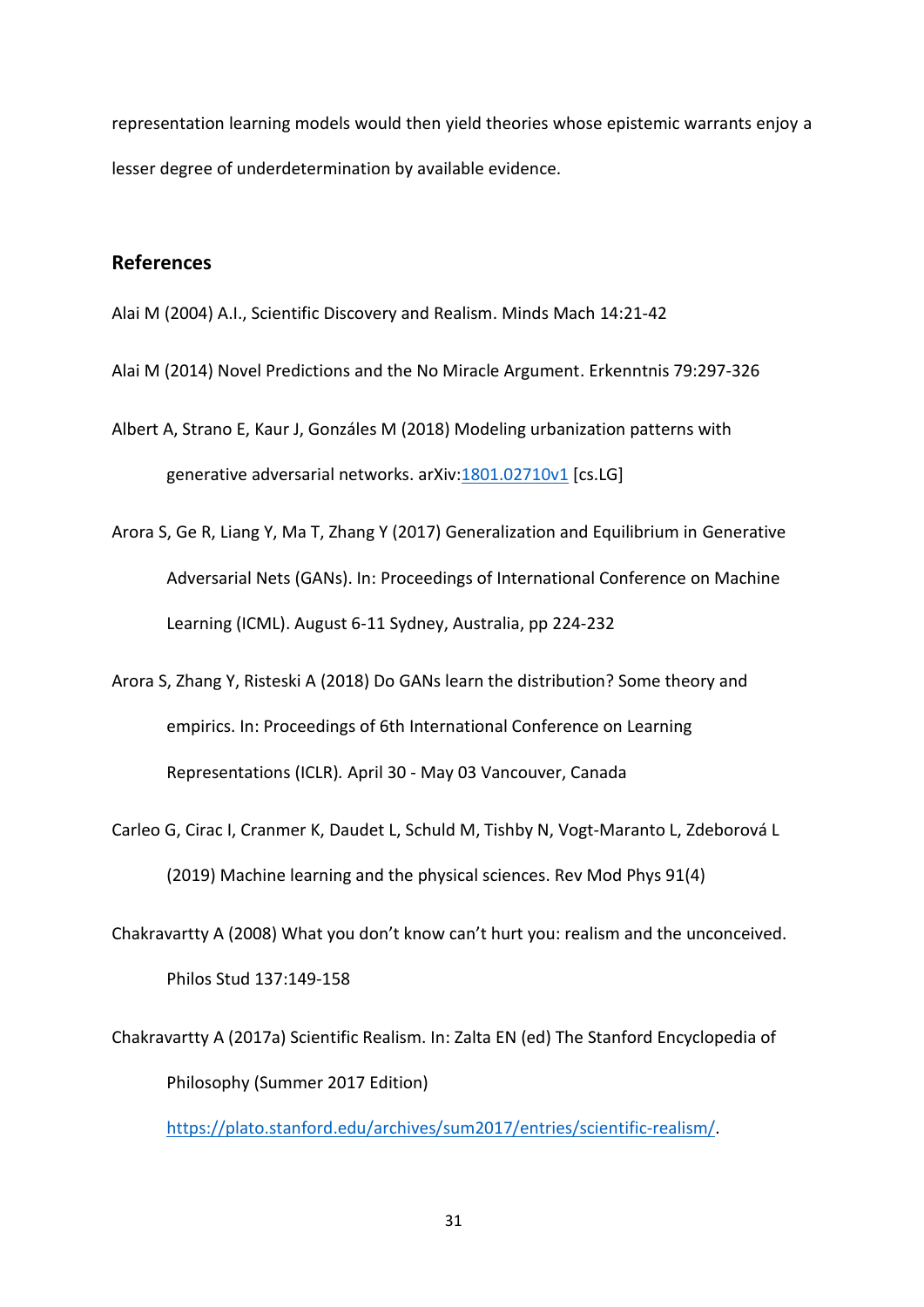representation learning models would then yield theories whose epistemic warrants enjoy a lesser degree of underdetermination by available evidence.

## References

Alai M (2004) A.I., Scientific Discovery and Realism. Minds Mach 14:21-42

Alai M (2014) Novel Predictions and the No Miracle Argument. Erkenntnis 79:297-326

Albert A, Strano E, Kaur J, Gonzáles M (2018) Modeling urbanization patterns with generative adversarial networks. arXiv:1801.02710v1 [cs.LG]

Arora S, Ge R, Liang Y, Ma T, Zhang Y (2017) Generalization and Equilibrium in Generative Adversarial Nets (GANs). In: Proceedings of International Conference on Machine Learning (ICML). August 6-11 Sydney, Australia, pp 224-232

Arora S, Zhang Y, Risteski A (2018) Do GANs learn the distribution? Some theory and empirics. In: Proceedings of 6th International Conference on Learning Representations (ICLR). April 30 - May 03 Vancouver, Canada

Carleo G, Cirac I, Cranmer K, Daudet L, Schuld M, Tishby N, Vogt-Maranto L, Zdeborová L (2019) Machine learning and the physical sciences. Rev Mod Phys 91(4)

Chakravartty A (2008) What you don't know can't hurt you: realism and the unconceived. Philos Stud 137:149-158

Chakravartty A (2017a) Scientific Realism. In: Zalta EN (ed) The Stanford Encyclopedia of Philosophy (Summer 2017 Edition) https://plato.stanford.edu/archives/sum2017/entries/scientific-realism/.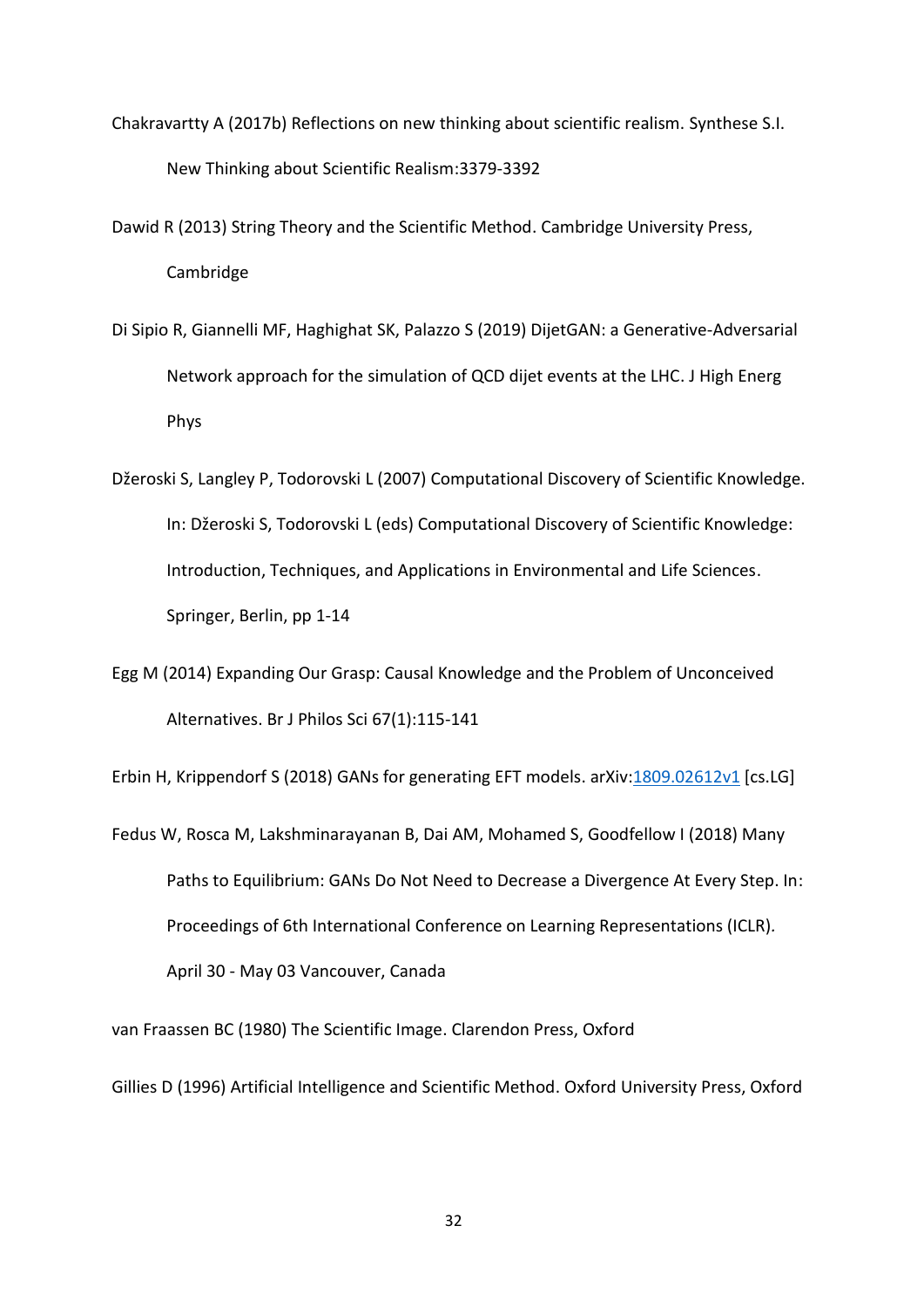Chakravartty A (2017b) Reflections on new thinking about scientific realism. Synthese S.I. New Thinking about Scientific Realism:3379-3392

Dawid R (2013) String Theory and the Scientific Method. Cambridge University Press, Cambridge

Di Sipio R, Giannelli MF, Haghighat SK, Palazzo S (2019) DijetGAN: a Generative-Adversarial Network approach for the simulation of QCD dijet events at the LHC. J High Energ Phys

Džeroski S, Langley P, Todorovski L (2007) Computational Discovery of Scientific Knowledge. In: Džeroski S, Todorovski L (eds) Computational Discovery of Scientific Knowledge: Introduction, Techniques, and Applications in Environmental and Life Sciences. Springer, Berlin, pp 1-14

Egg M (2014) Expanding Our Grasp: Causal Knowledge and the Problem of Unconceived Alternatives. Br J Philos Sci 67(1):115-141

Erbin H, Krippendorf S (2018) GANs for generating EFT models. arXiv:1809.02612v1 [cs.LG]

Fedus W, Rosca M, Lakshminarayanan B, Dai AM, Mohamed S, Goodfellow I (2018) Many Paths to Equilibrium: GANs Do Not Need to Decrease a Divergence At Every Step. In: Proceedings of 6th International Conference on Learning Representations (ICLR). April 30 - May 03 Vancouver, Canada

van Fraassen BC (1980) The Scientific Image. Clarendon Press, Oxford

Gillies D (1996) Artificial Intelligence and Scientific Method. Oxford University Press, Oxford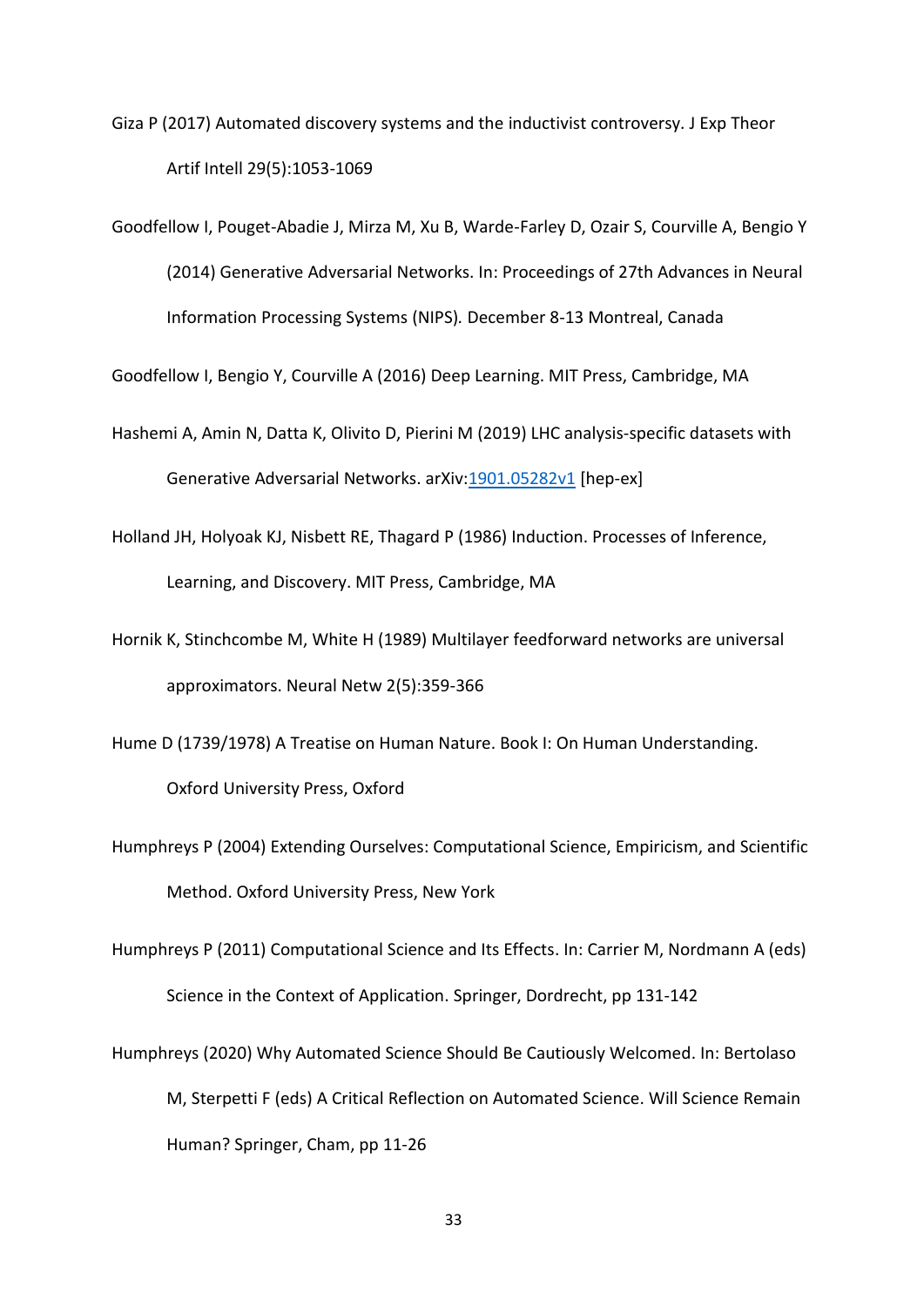Giza P (2017) Automated discovery systems and the inductivist controversy. J Exp Theor Artif Intell 29(5):1053-1069

Goodfellow I, Pouget-Abadie J, Mirza M, Xu B, Warde-Farley D, Ozair S, Courville A, Bengio Y (2014) Generative Adversarial Networks. In: Proceedings of 27th Advances in Neural Information Processing Systems (NIPS). December 8-13 Montreal, Canada

Goodfellow I, Bengio Y, Courville A (2016) Deep Learning. MIT Press, Cambridge, MA

Hashemi A, Amin N, Datta K, Olivito D, Pierini M (2019) LHC analysis-specific datasets with Generative Adversarial Networks. arXiv:1901.05282v1 [hep-ex]

Holland JH, Holyoak KJ, Nisbett RE, Thagard P (1986) Induction. Processes of Inference, Learning, and Discovery. MIT Press, Cambridge, MA

Hornik K, Stinchcombe M, White H (1989) Multilayer feedforward networks are universal approximators. Neural Netw 2(5):359-366

Hume D (1739/1978) A Treatise on Human Nature. Book I: On Human Understanding. Oxford University Press, Oxford

Humphreys P (2004) Extending Ourselves: Computational Science, Empiricism, and Scientific Method. Oxford University Press, New York

Humphreys P (2011) Computational Science and Its Effects. In: Carrier M, Nordmann A (eds) Science in the Context of Application. Springer, Dordrecht, pp 131-142

Humphreys (2020) Why Automated Science Should Be Cautiously Welcomed. In: Bertolaso M, Sterpetti F (eds) A Critical Reflection on Automated Science. Will Science Remain Human? Springer, Cham, pp 11-26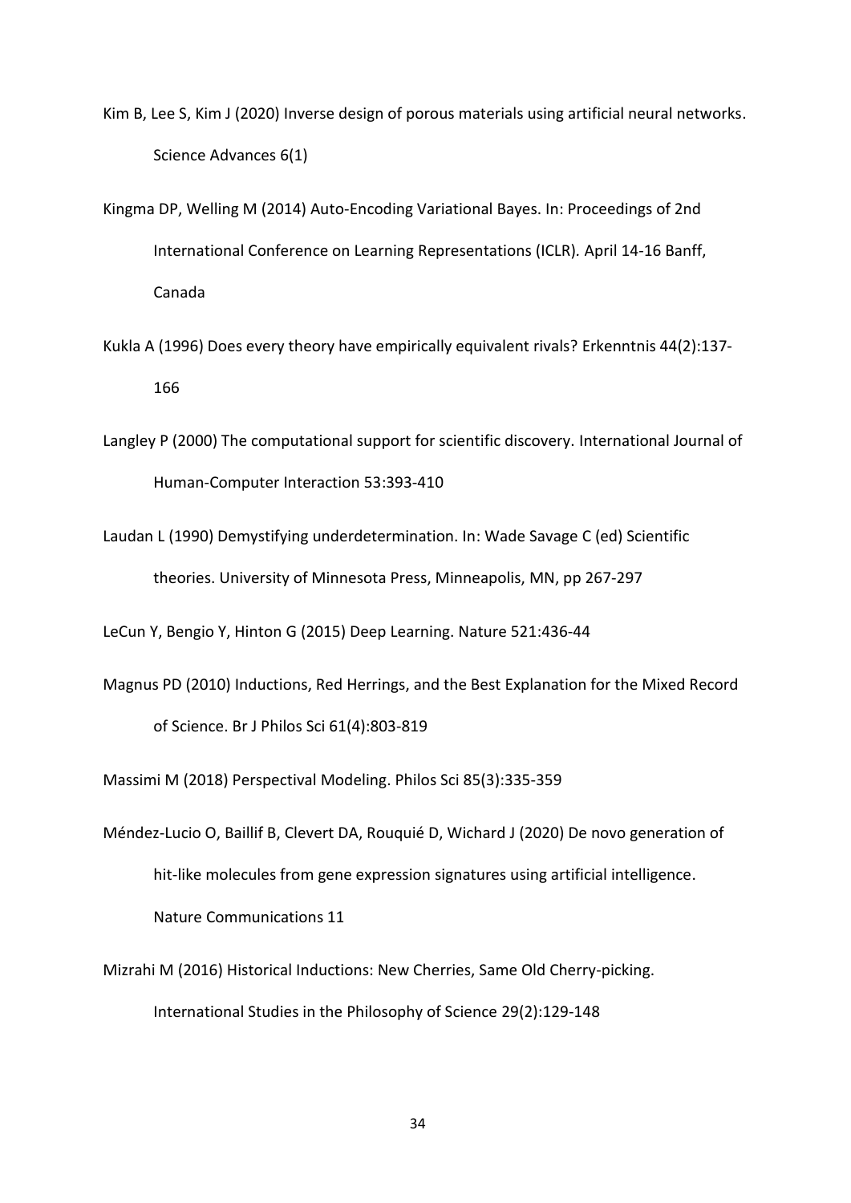Kim B, Lee S, Kim J (2020) Inverse design of porous materials using artificial neural networks. Science Advances 6(1)

Kingma DP, Welling M (2014) Auto-Encoding Variational Bayes. In: Proceedings of 2nd International Conference on Learning Representations (ICLR). April 14-16 Banff, Canada

Kukla A (1996) Does every theory have empirically equivalent rivals? Erkenntnis 44(2):137-166

Langley P (2000) The computational support for scientific discovery. International Journal of Human-Computer Interaction 53:393-410

Laudan L (1990) Demystifying underdetermination. In: Wade Savage C (ed) Scientific theories. University of Minnesota Press, Minneapolis, MN, pp 267-297

LeCun Y, Bengio Y, Hinton G (2015) Deep Learning. Nature 521:436-44

Magnus PD (2010) Inductions, Red Herrings, and the Best Explanation for the Mixed Record of Science. Br J Philos Sci 61(4):803-819

Massimi M (2018) Perspectival Modeling. Philos Sci 85(3):335-359

Méndez-Lucio O, Baillif B, Clevert DA, Rouquié D, Wichard J (2020) De novo generation of hit-like molecules from gene expression signatures using artificial intelligence. Nature Communications 11

Mizrahi M (2016) Historical Inductions: New Cherries, Same Old Cherry-picking. International Studies in the Philosophy of Science 29(2):129-148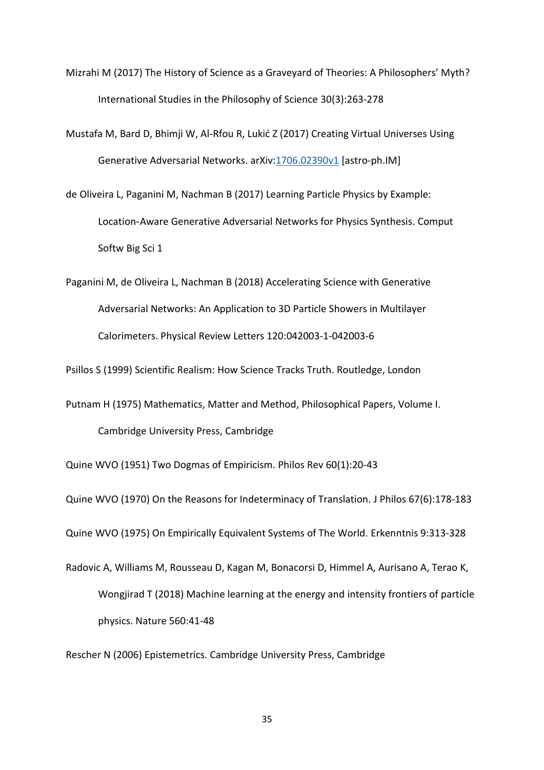Mizrahi M (2017) The History of Science as a Graveyard of Theories: A Philosophers' Myth? International Studies in the Philosophy of Science 30(3):263-278

Mustafa M, Bard D, Bhimji W, Al-Rfou R, Lukić Z (2017) Creating Virtual Universes Using Generative Adversarial Networks. arXiv:1706.02390v1 [astro-ph.IM]

de Oliveira L, Paganini M, Nachman B (2017) Learning Particle Physics by Example: Location-Aware Generative Adversarial Networks for Physics Synthesis. Comput Softw Big Sci 1

Paganini M, de Oliveira L, Nachman B (2018) Accelerating Science with Generative Adversarial Networks: An Application to 3D Particle Showers in Multilayer Calorimeters. Physical Review Letters 120:042003-1-042003-6

Psillos S (1999) Scientific Realism: How Science Tracks Truth. Routledge, London

Putnam H (1975) Mathematics, Matter and Method, Philosophical Papers, Volume I. Cambridge University Press, Cambridge

Quine WVO (1951) Two Dogmas of Empiricism. Philos Rev 60(1):20-43

Quine WVO (1970) On the Reasons for Indeterminacy of Translation. J Philos 67(6):178-183

Quine WVO (1975) On Empirically Equivalent Systems of The World. Erkenntnis 9:313-328

Radovic A, Williams M, Rousseau D, Kagan M, Bonacorsi D, Himmel A, Aurisano A, Terao K, Wongjirad T (2018) Machine learning at the energy and intensity frontiers of particle physics. Nature 560:41-48

Rescher N (2006) Epistemetrics. Cambridge University Press, Cambridge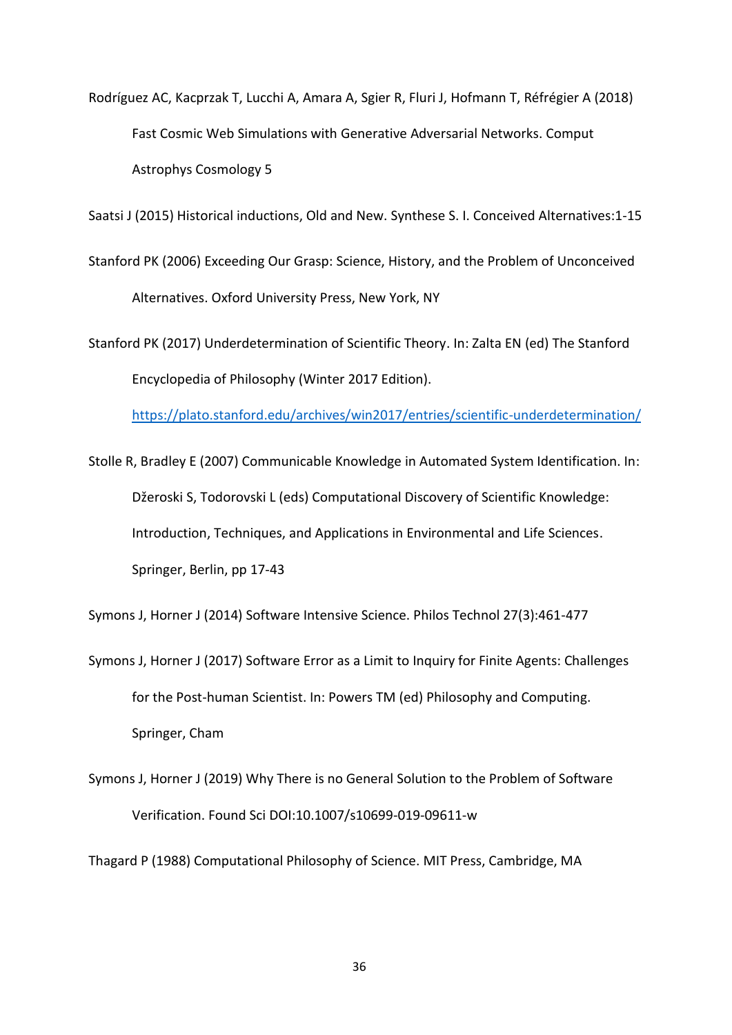Rodríguez AC, Kacprzak T, Lucchi A, Amara A, Sgier R, Fluri J, Hofmann T, Réfrégier A (2018) Fast Cosmic Web Simulations with Generative Adversarial Networks. Comput Astrophys Cosmology 5

Saatsi J (2015) Historical inductions, Old and New. Synthese S. I. Conceived Alternatives:1-15

Stanford PK (2006) Exceeding Our Grasp: Science, History, and the Problem of Unconceived Alternatives. Oxford University Press, New York, NY

Stanford PK (2017) Underdetermination of Scientific Theory. In: Zalta EN (ed) The Stanford Encyclopedia of Philosophy (Winter 2017 Edition). https://plato.stanford.edu/archives/win2017/entries/scientific-underdetermination/

Stolle R, Bradley E (2007) Communicable Knowledge in Automated System Identification. In: Džeroski S, Todorovski L (eds) Computational Discovery of Scientific Knowledge: Introduction, Techniques, and Applications in Environmental and Life Sciences. Springer, Berlin, pp 17-43

Symons J, Horner J (2014) Software Intensive Science. Philos Technol 27(3):461-477

Symons J, Horner J (2017) Software Error as a Limit to Inquiry for Finite Agents: Challenges for the Post-human Scientist. In: Powers TM (ed) Philosophy and Computing. Springer, Cham

Symons J, Horner J (2019) Why There is no General Solution to the Problem of Software Verification. Found Sci DOI:10.1007/s10699-019-09611-w

Thagard P (1988) Computational Philosophy of Science. MIT Press, Cambridge, MA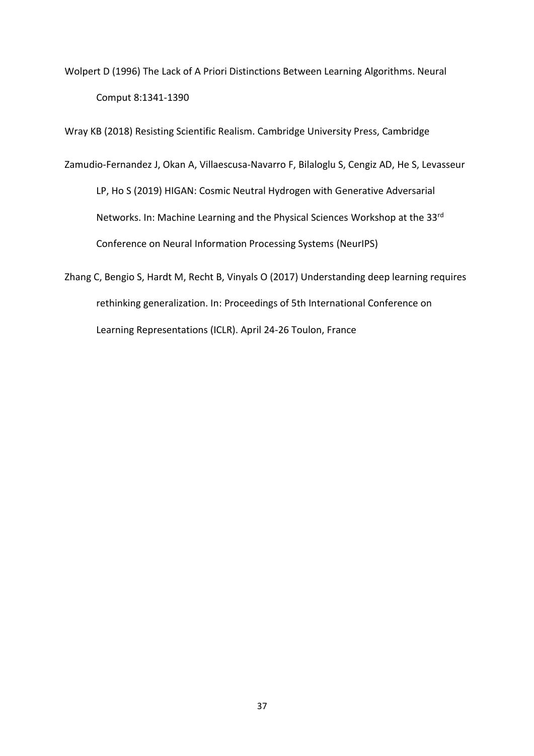Wolpert D (1996) The Lack of A Priori Distinctions Between Learning Algorithms. Neural Comput 8:1341-1390

Wray KB (2018) Resisting Scientific Realism. Cambridge University Press, Cambridge

Zamudio-Fernandez J, Okan A, Villaescusa-Navarro F, Bilaloglu S, Cengiz AD, He S, Levasseur LP, Ho S (2019) HIGAN: Cosmic Neutral Hydrogen with Generative Adversarial Networks. In: Machine Learning and the Physical Sciences Workshop at the 33rd Conference on Neural Information Processing Systems (NeurIPS)

Zhang C, Bengio S, Hardt M, Recht B, Vinyals O (2017) Understanding deep learning requires rethinking generalization. In: Proceedings of 5th International Conference on Learning Representations (ICLR). April 24-26 Toulon, France